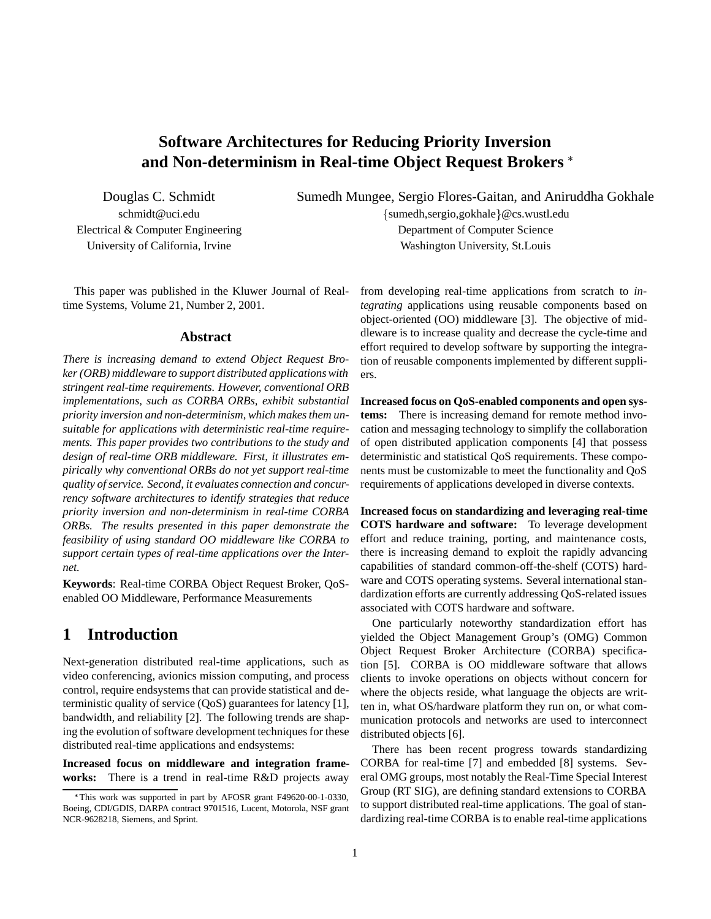# Software Architectures for Reducing Priority Inversion and Non-determinism in Real-time Object Request Brokers [*]

Douglas C. Schmidt
schmidt@uci.edu
Electrical & Computer Engineering
University of California, Irvine

Sumedh Mungee, Sergio Flores-Gaitan, and Aniruddha Gokhale
{sumedh,sergio,gokhale}@cs.wustl.edu
Department of Computer Science
Washington University, St.Louis

This paper was published in the Kluwer Journal of Real-time Systems, Volume 21, Number 2, 2001.

## Abstract

*There is increasing demand to extend Object Request Broker (ORB) middleware to support distributed applications with stringent real-time requirements. However, conventional ORB implementations, such as CORBA ORBs, exhibit substantial priority inversion and non-determinism, which makes them unsuitable for applications with deterministic real-time requirements. This paper provides two contributions to the study and design of real-time ORB middleware. First, it illustrates empirically why conventional ORBs do not yet support real-time quality of service. Second, it evaluates connection and concurrency software architectures to identify strategies that reduce priority inversion and non-determinism in real-time CORBA ORBs. The results presented in this paper demonstrate the feasibility of using standard OO middleware like CORBA to support certain types of real-time applications over the Internet.*

**Keywords**: Real-time CORBA Object Request Broker, QoS-enabled OO Middleware, Performance Measurements

## 1 Introduction

Next-generation distributed real-time applications, such as video conferencing, avionics mission computing, and process control, require endsystems that can provide statistical and deterministic quality of service (QoS) guarantees for latency [1], bandwidth, and reliability [2]. The following trends are shaping the evolution of software development techniques for these distributed real-time applications and endsystems:

**Increased focus on middleware and integration frameworks:** There is a trend in real-time R&D projects away from developing real-time applications from scratch to *integrating* applications using reusable components based on object-oriented (OO) middleware [3]. The objective of middleware is to increase quality and decrease the cycle-time and effort required to develop software by supporting the integration of reusable components implemented by different suppliers.

**Increased focus on QoS-enabled components and open systems:** There is increasing demand for remote method invocation and messaging technology to simplify the collaboration of open distributed application components [4] that possess deterministic and statistical QoS requirements. These components must be customizable to meet the functionality and QoS requirements of applications developed in diverse contexts.

**Increased focus on standardizing and leveraging real-time COTS hardware and software:** To leverage development effort and reduce training, porting, and maintenance costs, there is increasing demand to exploit the rapidly advancing capabilities of standard common-off-the-shelf (COTS) hardware and COTS operating systems. Several international standardization efforts are currently addressing QoS-related issues associated with COTS hardware and software.

One particularly noteworthy standardization effort has yielded the Object Management Group's (OMG) Common Object Request Broker Architecture (CORBA) specification [5]. CORBA is OO middleware software that allows clients to invoke operations on objects without concern for where the objects reside, what language the objects are written in, what OS/hardware platform they run on, or what communication protocols and networks are used to interconnect distributed objects [6].

There has been recent progress towards standardizing CORBA for real-time [7] and embedded [8] systems. Several OMG groups, most notably the Real-Time Special Interest Group (RT SIG), are defining standard extensions to CORBA to support distributed real-time applications. The goal of standardizing real-time CORBA is to enable real-time applications

[*] This work was supported in part by AFOSR grant F49620-00-1-0330, Boeing, CDI/GDIS, DARPA contract 9701516, Lucent, Motorola, NSF grant NCR-9628218, Siemens, and Sprint.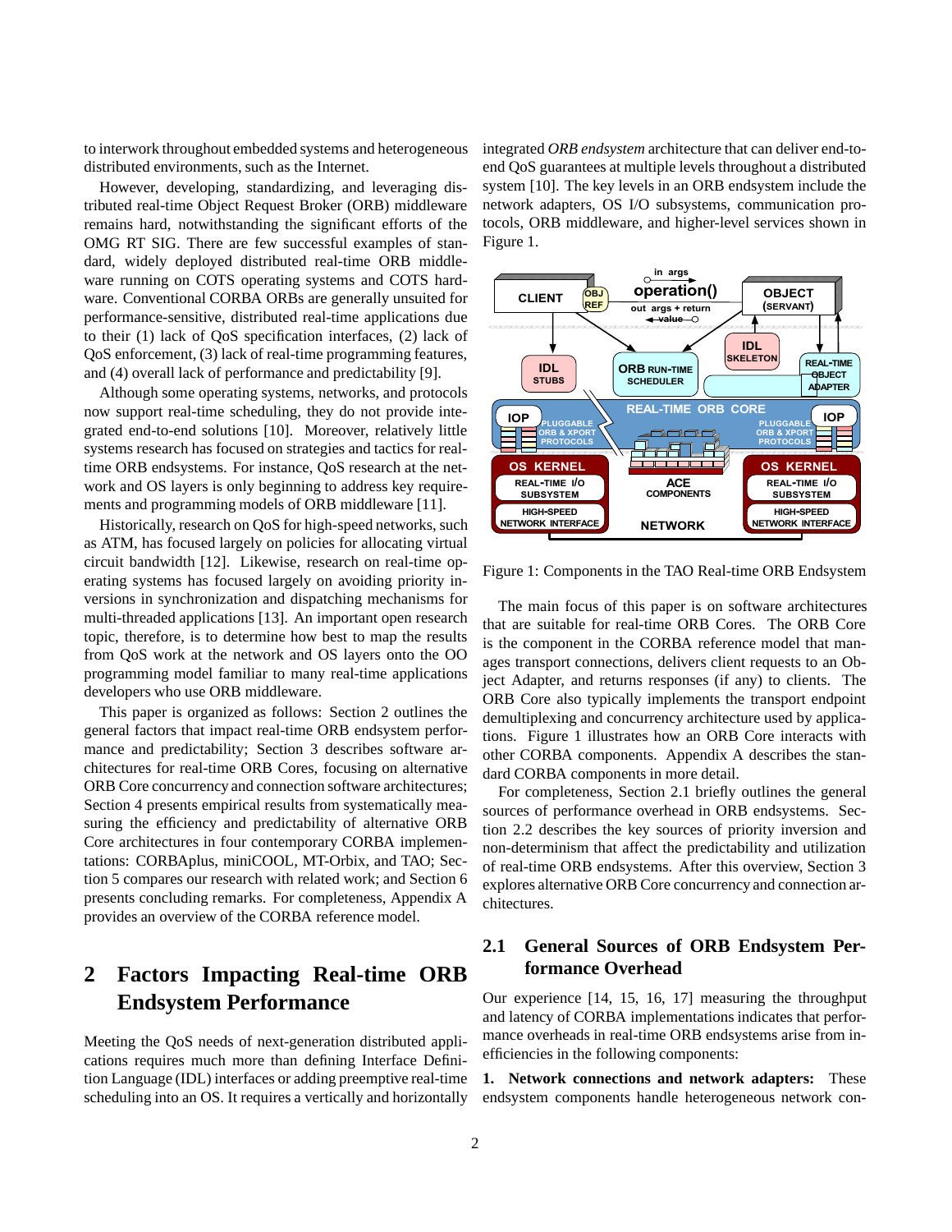to interwork throughout embedded systems and heterogeneous distributed environments, such as the Internet.

However, developing, standardizing, and leveraging distributed real-time Object Request Broker (ORB) middleware remains hard, notwithstanding the significant efforts of the OMG RT SIG. There are few successful examples of standard, widely deployed distributed real-time ORB middleware running on COTS operating systems and COTS hardware. Conventional CORBA ORBs are generally unsuited for performance-sensitive, distributed real-time applications due to their (1) lack of QoS specification interfaces, (2) lack of QoS enforcement, (3) lack of real-time programming features, and (4) overall lack of performance and predictability [9].

Although some operating systems, networks, and protocols now support real-time scheduling, they do not provide integrated end-to-end solutions [10]. Moreover, relatively little systems research has focused on strategies and tactics for real-time ORB endsystems. For instance, QoS research at the network and OS layers is only beginning to address key requirements and programming models of ORB middleware [11].

Historically, research on QoS for high-speed networks, such as ATM, has focused largely on policies for allocating virtual circuit bandwidth [12]. Likewise, research on real-time operating systems has focused largely on avoiding priority inversions in synchronization and dispatching mechanisms for multi-threaded applications [13]. An important open research topic, therefore, is to determine how best to map the results from QoS work at the network and OS layers onto the OO programming model familiar to many real-time applications developers who use ORB middleware.

This paper is organized as follows: Section 2 outlines the general factors that impact real-time ORB endsystem performance and predictability; Section 3 describes software architectures for real-time ORB Cores, focusing on alternative ORB Core concurrency and connection software architectures; Section 4 presents empirical results from systematically measuring the efficiency and predictability of alternative ORB Core architectures in four contemporary CORBA implementations: CORBAplus, miniCOOL, MT-Orbix, and TAO; Section 5 compares our research with related work; and Section 6 presents concluding remarks. For completeness, Appendix A provides an overview of the CORBA reference model.

# 2 Factors Impacting Real-time ORB Endsystem Performance

Meeting the QoS needs of next-generation distributed applications requires much more than defining Interface Definition Language (IDL) interfaces or adding preemptive real-time scheduling into an OS. It requires a vertically and horizontally integrated *ORB endsystem* architecture that can deliver end-to-end QoS guarantees at multiple levels throughout a distributed system [10]. The key levels in an ORB endsystem include the network adapters, OS I/O subsystems, communication protocols, ORB middleware, and higher-level services shown in Figure 1.

Figure 1: Components in the TAO Real-time ORB Endsystem

The main focus of this paper is on software architectures that are suitable for real-time ORB Cores. The ORB Core is the component in the CORBA reference model that manages transport connections, delivers client requests to an Object Adapter, and returns responses (if any) to clients. The ORB Core also typically implements the transport endpoint demultiplexing and concurrency architecture used by applications. Figure 1 illustrates how an ORB Core interacts with other CORBA components. Appendix A describes the standard CORBA components in more detail.

For completeness, Section 2.1 briefly outlines the general sources of performance overhead in ORB endsystems. Section 2.2 describes the key sources of priority inversion and non-determinism that affect the predictability and utilization of real-time ORB endsystems. After this overview, Section 3 explores alternative ORB Core concurrency and connection architectures.

## 2.1 General Sources of ORB Endsystem Performance Overhead

Our experience [14, 15, 16, 17] measuring the throughput and latency of CORBA implementations indicates that performance overheads in real-time ORB endsystems arise from inefficiencies in the following components:

**1. Network connections and network adapters:** These endsystem components handle heterogeneous network con-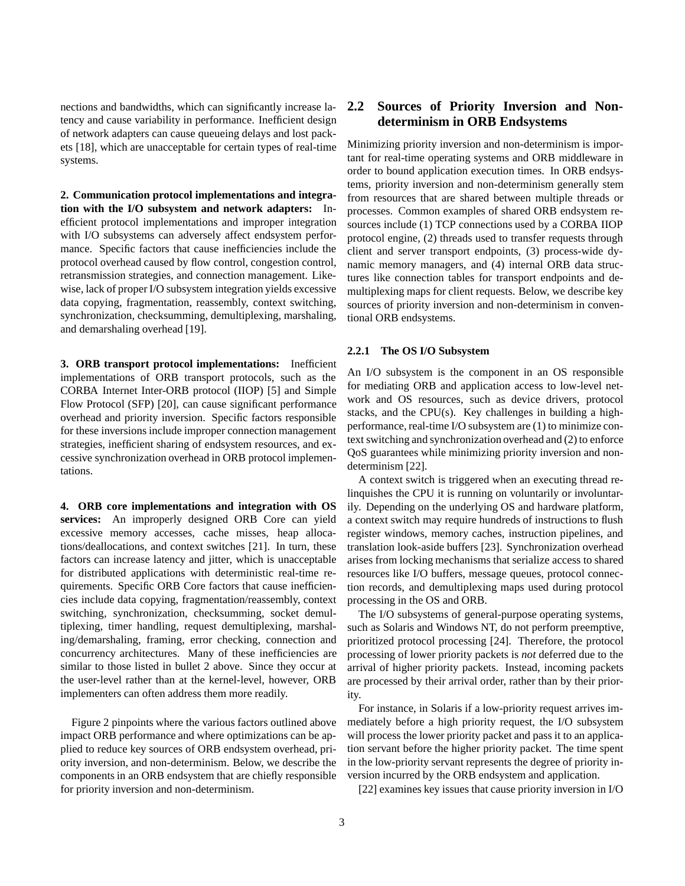nections and bandwidths, which can significantly increase latency and cause variability in performance. Inefficient design of network adapters can cause queueing delays and lost packets [18], which are unacceptable for certain types of real-time systems.

**2. Communication protocol implementations and integration with the I/O subsystem and network adapters:** Inefficient protocol implementations and improper integration with I/O subsystems can adversely affect endsystem performance. Specific factors that cause inefficiencies include the protocol overhead caused by flow control, congestion control, retransmission strategies, and connection management. Likewise, lack of proper I/O subsystem integration yields excessive data copying, fragmentation, reassembly, context switching, synchronization, checksumming, demultiplexing, marshaling, and demarshaling overhead [19].

**3. ORB transport protocol implementations:** Inefficient implementations of ORB transport protocols, such as the CORBA Internet Inter-ORB protocol (IIOP) [5] and Simple Flow Protocol (SFP) [20], can cause significant performance overhead and priority inversion. Specific factors responsible for these inversions include improper connection management strategies, inefficient sharing of endsystem resources, and excessive synchronization overhead in ORB protocol implementations.

**4. ORB core implementations and integration with OS services:** An improperly designed ORB Core can yield excessive memory accesses, cache misses, heap allocations/deallocations, and context switches [21]. In turn, these factors can increase latency and jitter, which is unacceptable for distributed applications with deterministic real-time requirements. Specific ORB Core factors that cause inefficiencies include data copying, fragmentation/reassembly, context switching, synchronization, checksumming, socket demultiplexing, timer handling, request demultiplexing, marshaling/demarshaling, framing, error checking, connection and concurrency architectures. Many of these inefficiencies are similar to those listed in bullet 2 above. Since they occur at the user-level rather than at the kernel-level, however, ORB implementers can often address them more readily.

Figure 2 pinpoints where the various factors outlined above impact ORB performance and where optimizations can be applied to reduce key sources of ORB endsystem overhead, priority inversion, and non-determinism. Below, we describe the components in an ORB endsystem that are chiefly responsible for priority inversion and non-determinism.

## 2.2 Sources of Priority Inversion and Non-determinism in ORB Endsystems

Minimizing priority inversion and non-determinism is important for real-time operating systems and ORB middleware in order to bound application execution times. In ORB endsystems, priority inversion and non-determinism generally stem from resources that are shared between multiple threads or processes. Common examples of shared ORB endsystem resources include (1) TCP connections used by a CORBA IIOP protocol engine, (2) threads used to transfer requests through client and server transport endpoints, (3) process-wide dynamic memory managers, and (4) internal ORB data structures like connection tables for transport endpoints and demultiplexing maps for client requests. Below, we describe key sources of priority inversion and non-determinism in conventional ORB endsystems.

### 2.2.1 The OS I/O Subsystem

An I/O subsystem is the component in an OS responsible for mediating ORB and application access to low-level network and OS resources, such as device drivers, protocol stacks, and the CPU(s). Key challenges in building a high-performance, real-time I/O subsystem are (1) to minimize context switching and synchronization overhead and (2) to enforce QoS guarantees while minimizing priority inversion and non-determinism [22].

A context switch is triggered when an executing thread relinquishes the CPU it is running on voluntarily or involuntarily. Depending on the underlying OS and hardware platform, a context switch may require hundreds of instructions to flush register windows, memory caches, instruction pipelines, and translation look-aside buffers [23]. Synchronization overhead arises from locking mechanisms that serialize access to shared resources like I/O buffers, message queues, protocol connection records, and demultiplexing maps used during protocol processing in the OS and ORB.

The I/O subsystems of general-purpose operating systems, such as Solaris and Windows NT, do not perform preemptive, prioritized protocol processing [24]. Therefore, the protocol processing of lower priority packets is *not* deferred due to the arrival of higher priority packets. Instead, incoming packets are processed by their arrival order, rather than by their priority.

For instance, in Solaris if a low-priority request arrives immediately before a high priority request, the I/O subsystem will process the lower priority packet and pass it to an application servant before the higher priority packet. The time spent in the low-priority servant represents the degree of priority inversion incurred by the ORB endsystem and application.

[22] examines key issues that cause priority inversion in I/O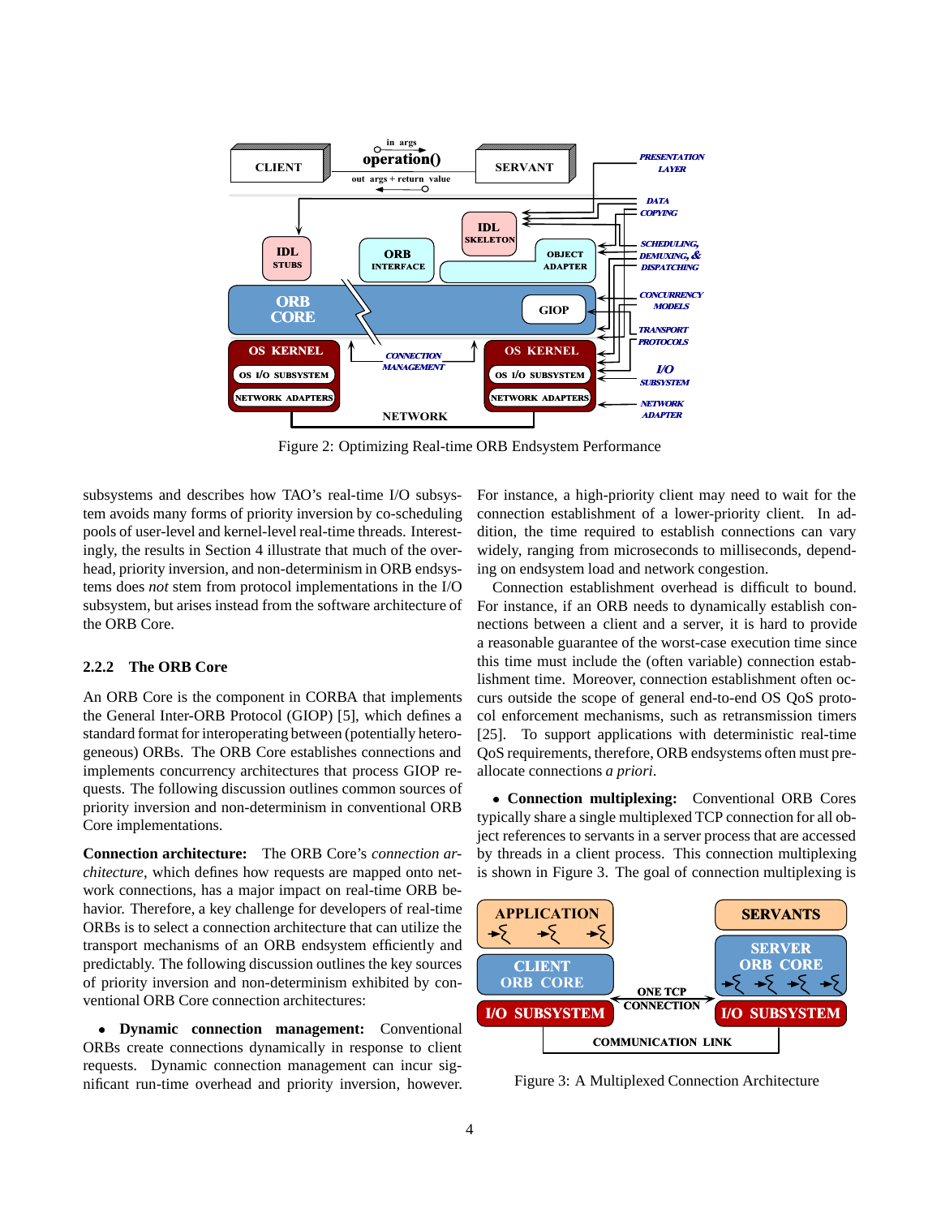Figure 2: Optimizing Real-time ORB Endsystem Performance

subsystems and describes how TAO's real-time I/O subsystem avoids many forms of priority inversion by co-scheduling pools of user-level and kernel-level real-time threads. Interestingly, the results in Section 4 illustrate that much of the overhead, priority inversion, and non-determinism in ORB endsystems does *not* stem from protocol implementations in the I/O subsystem, but arises instead from the software architecture of the ORB Core.

#### 2.2.2 The ORB Core

An ORB Core is the component in CORBA that implements the General Inter-ORB Protocol (GIOP) [5], which defines a standard format for interoperating between (potentially heterogeneous) ORBs. The ORB Core establishes connections and implements concurrency architectures that process GIOP requests. The following discussion outlines common sources of priority inversion and non-determinism in conventional ORB Core implementations.

**Connection architecture:** The ORB Core's *connection architecture*, which defines how requests are mapped onto network connections, has a major impact on real-time ORB behavior. Therefore, a key challenge for developers of real-time ORBs is to select a connection architecture that can utilize the transport mechanisms of an ORB endsystem efficiently and predictably. The following discussion outlines the key sources of priority inversion and non-determinism exhibited by conventional ORB Core connection architectures:

- **Dynamic connection management:** Conventional ORBs create connections dynamically in response to client requests. Dynamic connection management can incur significant run-time overhead and priority inversion, however. For instance, a high-priority client may need to wait for the connection establishment of a lower-priority client. In addition, the time required to establish connections can vary widely, ranging from microseconds to milliseconds, depending on endsystem load and network congestion.

Connection establishment overhead is difficult to bound. For instance, if an ORB needs to dynamically establish connections between a client and a server, it is hard to provide a reasonable guarantee of the worst-case execution time since this time must include the (often variable) connection establishment time. Moreover, connection establishment often occurs outside the scope of general end-to-end OS QoS protocol enforcement mechanisms, such as retransmission timers [25]. To support applications with deterministic real-time QoS requirements, therefore, ORB endsystems often must preallocate connections *a priori*.

- **Connection multiplexing:** Conventional ORB Cores typically share a single multiplexed TCP connection for all object references to servants in a server process that are accessed by threads in a client process. This connection multiplexing is shown in Figure 3. The goal of connection multiplexing is

Figure 3: A Multiplexed Connection Architecture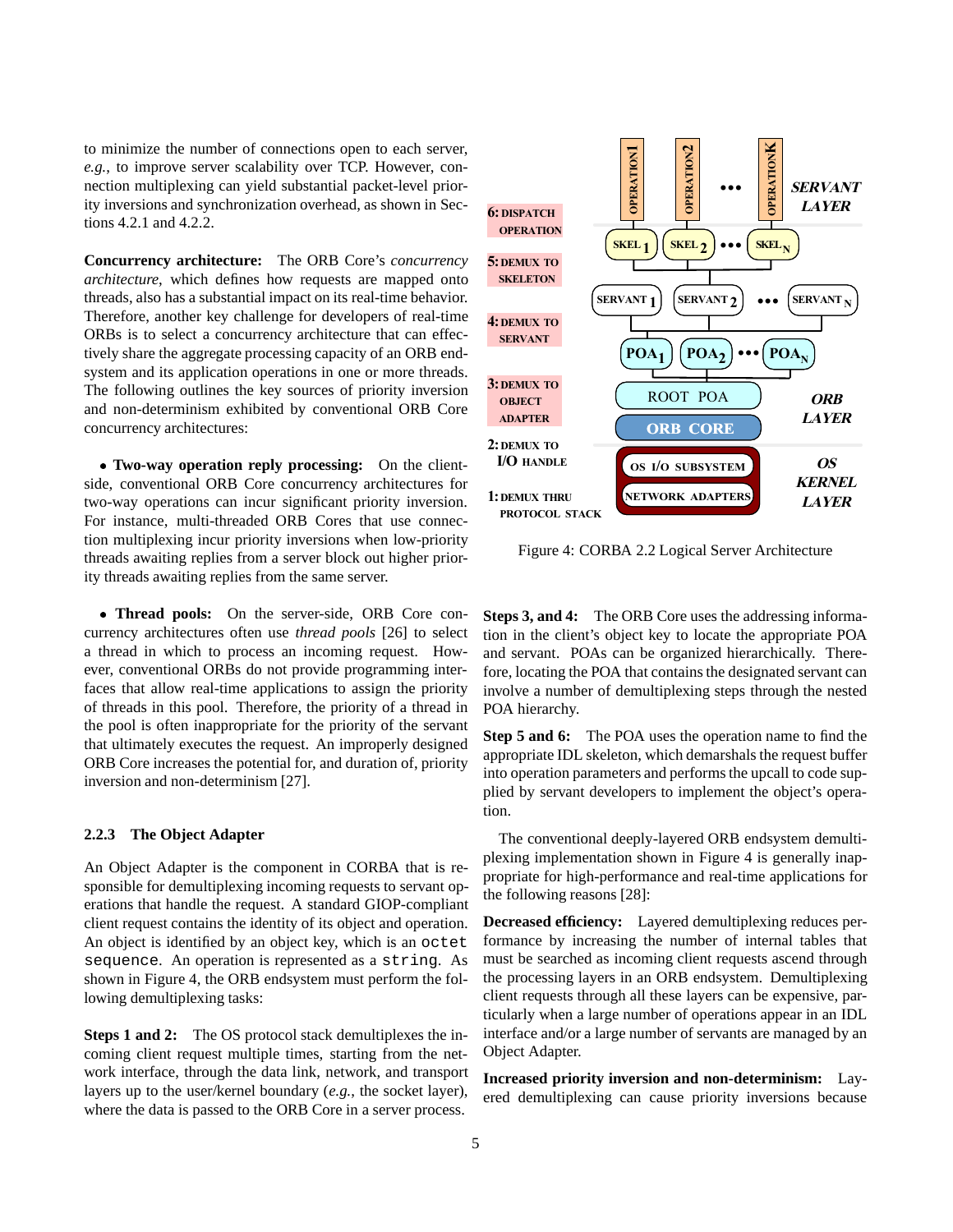to minimize the number of connections open to each server, *e.g.*, to improve server scalability over TCP. However, connection multiplexing can yield substantial packet-level priority inversions and synchronization overhead, as shown in Sections 4.2.1 and 4.2.2.

**Concurrency architecture:** The ORB Core's *concurrency architecture*, which defines how requests are mapped onto threads, also has a substantial impact on its real-time behavior. Therefore, another key challenge for developers of real-time ORBs is to select a concurrency architecture that can effectively share the aggregate processing capacity of an ORB endsystem and its application operations in one or more threads. The following outlines the key sources of priority inversion and non-determinism exhibited by conventional ORB Core concurrency architectures:

- **Two-way operation reply processing:** On the client-side, conventional ORB Core concurrency architectures for two-way operations can incur significant priority inversion. For instance, multi-threaded ORB Cores that use connection multiplexing incur priority inversions when low-priority threads awaiting replies from a server block out higher priority threads awaiting replies from the same server.

- **Thread pools:** On the server-side, ORB Core concurrency architectures often use *thread pools* [26] to select a thread in which to process an incoming request. However, conventional ORBs do not provide programming interfaces that allow real-time applications to assign the priority of threads in this pool. Therefore, the priority of a thread in the pool is often inappropriate for the priority of the servant that ultimately executes the request. An improperly designed ORB Core increases the potential for, and duration of, priority inversion and non-determinism [27].

### 2.2.3 The Object Adapter

An Object Adapter is the component in CORBA that is responsible for demultiplexing incoming requests to servant operations that handle the request. A standard GIOP-compliant client request contains the identity of its object and operation. An object is identified by an object key, which is an `octet sequence`. An operation is represented as a `string`. As shown in Figure 4, the ORB endsystem must perform the following demultiplexing tasks:

**Steps 1 and 2:** The OS protocol stack demultiplexes the incoming client request multiple times, starting from the network interface, through the data link, network, and transport layers up to the user/kernel boundary (*e.g.*, the socket layer), where the data is passed to the ORB Core in a server process.

Figure 4: CORBA 2.2 Logical Server Architecture

**Steps 3, and 4:** The ORB Core uses the addressing information in the client's object key to locate the appropriate POA and servant. POAs can be organized hierarchically. Therefore, locating the POA that contains the designated servant can involve a number of demultiplexing steps through the nested POA hierarchy.

**Step 5 and 6:** The POA uses the operation name to find the appropriate IDL skeleton, which demarshals the request buffer into operation parameters and performs the upcall to code supplied by servant developers to implement the object's operation.

The conventional deeply-layered ORB endsystem demultiplexing implementation shown in Figure 4 is generally inappropriate for high-performance and real-time applications for the following reasons [28]:

**Decreased efficiency:** Layered demultiplexing reduces performance by increasing the number of internal tables that must be searched as incoming client requests ascend through the processing layers in an ORB endsystem. Demultiplexing client requests through all these layers can be expensive, particularly when a large number of operations appear in an IDL interface and/or a large number of servants are managed by an Object Adapter.

**Increased priority inversion and non-determinism:** Layered demultiplexing can cause priority inversions because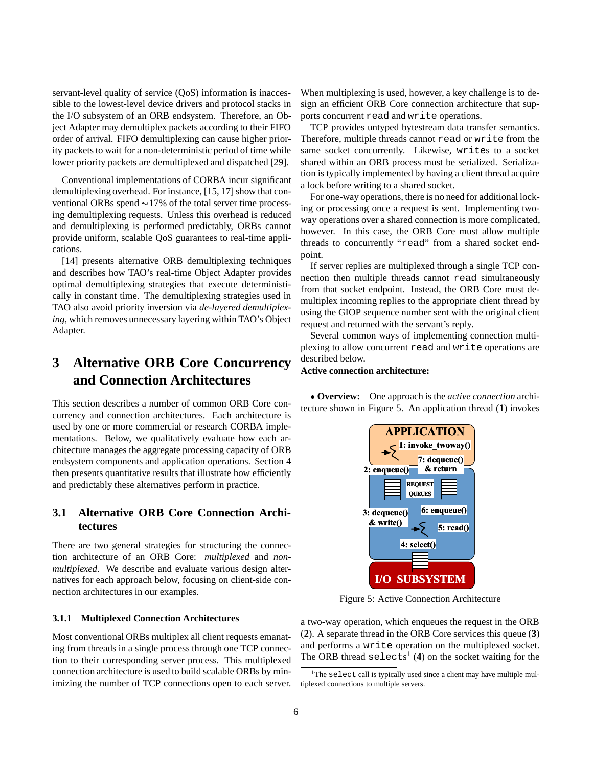servant-level quality of service (QoS) information is inaccessible to the lowest-level device drivers and protocol stacks in the I/O subsystem of an ORB endsystem. Therefore, an Object Adapter may demultiplex packets according to their FIFO order of arrival. FIFO demultiplexing can cause higher priority packets to wait for a non-deterministic period of time while lower priority packets are demultiplexed and dispatched [29].

Conventional implementations of CORBA incur significant demultiplexing overhead. For instance, [15, 17] show that conventional ORBs spend $\sim$17% of the total server time processing demultiplexing requests. Unless this overhead is reduced and demultiplexing is performed predictably, ORBs cannot provide uniform, scalable QoS guarantees to real-time applications.

[14] presents alternative ORB demultiplexing techniques and describes how TAO's real-time Object Adapter provides optimal demultiplexing strategies that execute deterministically in constant time. The demultiplexing strategies used in TAO also avoid priority inversion via *de-layered demultiplexing*, which removes unnecessary layering within TAO's Object Adapter.

# 3 Alternative ORB Core Concurrency and Connection Architectures

This section describes a number of common ORB Core concurrency and connection architectures. Each architecture is used by one or more commercial or research CORBA implementations. Below, we qualitatively evaluate how each architecture manages the aggregate processing capacity of ORB endsystem components and application operations. Section 4 then presents quantitative results that illustrate how efficiently and predictably these alternatives perform in practice.

## 3.1 Alternative ORB Core Connection Architectures

There are two general strategies for structuring the connection architecture of an ORB Core: *multiplexed* and *non-multiplexed*. We describe and evaluate various design alternatives for each approach below, focusing on client-side connection architectures in our examples.

### 3.1.1 Multiplexed Connection Architectures

Most conventional ORBs multiplex all client requests emanating from threads in a single process through one TCP connection to their corresponding server process. This multiplexed connection architecture is used to build scalable ORBs by minimizing the number of TCP connections open to each server. When multiplexing is used, however, a key challenge is to design an efficient ORB Core connection architecture that supports concurrent `read` and `write` operations.

TCP provides untyped bytestream data transfer semantics. Therefore, multiple threads cannot `read` or `write` from the same socket concurrently. Likewise, `write`s to a socket shared within an ORB process must be serialized. Serialization is typically implemented by having a client thread acquire a lock before writing to a shared socket.

For one-way operations, there is no need for additional locking or processing once a request is sent. Implementing two-way operations over a shared connection is more complicated, however. In this case, the ORB Core must allow multiple threads to concurrently "`read`" from a shared socket endpoint.

If server replies are multiplexed through a single TCP connection then multiple threads cannot `read` simultaneously from that socket endpoint. Instead, the ORB Core must demultiplex incoming replies to the appropriate client thread by using the GIOP sequence number sent with the original client request and returned with the servant's reply.

Several common ways of implementing connection multiplexing to allow concurrent `read` and `write` operations are described below.

**Active connection architecture:**

- **Overview:** One approach is the *active connection* architecture shown in Figure 5. An application thread (**1**) invokes a two-way operation, which enqueues the request in the ORB (**2**). A separate thread in the ORB Core services this queue (**3**) and performs a `write` operation on the multiplexed socket. The ORB thread `select`s[1] (**4**) on the socket waiting for the

Figure 5: Active Connection Architecture

[1] The `select` call is typically used since a client may have multiple multiplexed connections to multiple servers.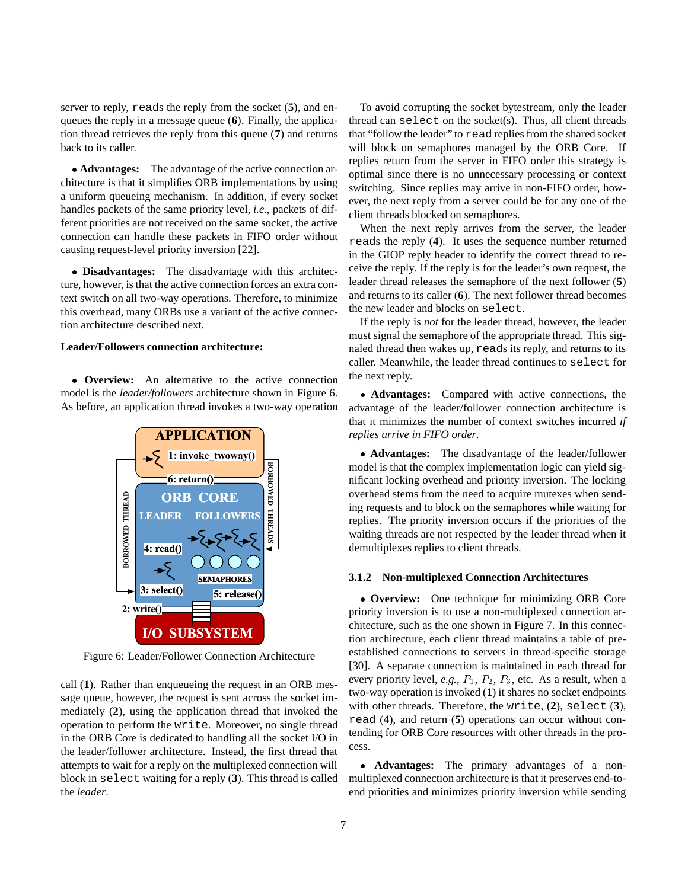server to reply, `read`s the reply from the socket (**5**), and enqueues the reply in a message queue (**6**). Finally, the application thread retrieves the reply from this queue (**7**) and returns back to its caller.

• **Advantages:** The advantage of the active connection architecture is that it simplifies ORB implementations by using a uniform queueing mechanism. In addition, if every socket handles packets of the same priority level, *i.e.*, packets of different priorities are not received on the same socket, the active connection can handle these packets in FIFO order without causing request-level priority inversion [22].

• **Disadvantages:** The disadvantage with this architecture, however, is that the active connection forces an extra context switch on all two-way operations. Therefore, to minimize this overhead, many ORBs use a variant of the active connection architecture described next.

**Leader/Followers connection architecture:**

• **Overview:** An alternative to the active connection model is the *leader/followers* architecture shown in Figure 6. As before, an application thread invokes a two-way operation call (**1**). Rather than enqueueing the request in an ORB message queue, however, the request is sent across the socket immediately (**2**), using the application thread that invoked the operation to perform the `write`. Moreover, no single thread in the ORB Core is dedicated to handling all the socket I/O in the leader/follower architecture. Instead, the first thread that attempts to wait for a reply on the multiplexed connection will block in `select` waiting for a reply (**3**). This thread is called the *leader*.

Figure 6: Leader/Follower Connection Architecture

To avoid corrupting the socket bytestream, only the leader thread can `select` on the socket(s). Thus, all client threads that "follow the leader" to `read` replies from the shared socket will block on semaphores managed by the ORB Core. If replies return from the server in FIFO order this strategy is optimal since there is no unnecessary processing or context switching. Since replies may arrive in non-FIFO order, however, the next reply from a server could be for any one of the client threads blocked on semaphores.

When the next reply arrives from the server, the leader `read`s the reply (**4**). It uses the sequence number returned in the GIOP reply header to identify the correct thread to receive the reply. If the reply is for the leader's own request, the leader thread releases the semaphore of the next follower (**5**) and returns to its caller (**6**). The next follower thread becomes the new leader and blocks on `select`.

If the reply is *not* for the leader thread, however, the leader must signal the semaphore of the appropriate thread. This signaled thread then wakes up, `read`s its reply, and returns to its caller. Meanwhile, the leader thread continues to `select` for the next reply.

• **Advantages:** Compared with active connections, the advantage of the leader/follower connection architecture is that it minimizes the number of context switches incurred *if replies arrive in FIFO order*.

• **Advantages:** The disadvantage of the leader/follower model is that the complex implementation logic can yield significant locking overhead and priority inversion. The locking overhead stems from the need to acquire mutexes when sending requests and to block on the semaphores while waiting for replies. The priority inversion occurs if the priorities of the waiting threads are not respected by the leader thread when it demultiplexes replies to client threads.

### 3.1.2 Non-multiplexed Connection Architectures

• **Overview:** One technique for minimizing ORB Core priority inversion is to use a non-multiplexed connection architecture, such as the one shown in Figure 7. In this connection architecture, each client thread maintains a table of pre-established connections to servers in thread-specific storage [30]. A separate connection is maintained in each thread for every priority level, *e.g.*, $P_1$, $P_2$, $P_3$, etc. As a result, when a two-way operation is invoked (**1**) it shares no socket endpoints with other threads. Therefore, the `write`, (**2**), `select` (**3**), `read` (**4**), and return (**5**) operations can occur without contending for ORB Core resources with other threads in the process.

• **Advantages:** The primary advantages of a non-multiplexed connection architecture is that it preserves end-to-end priorities and minimizes priority inversion while sending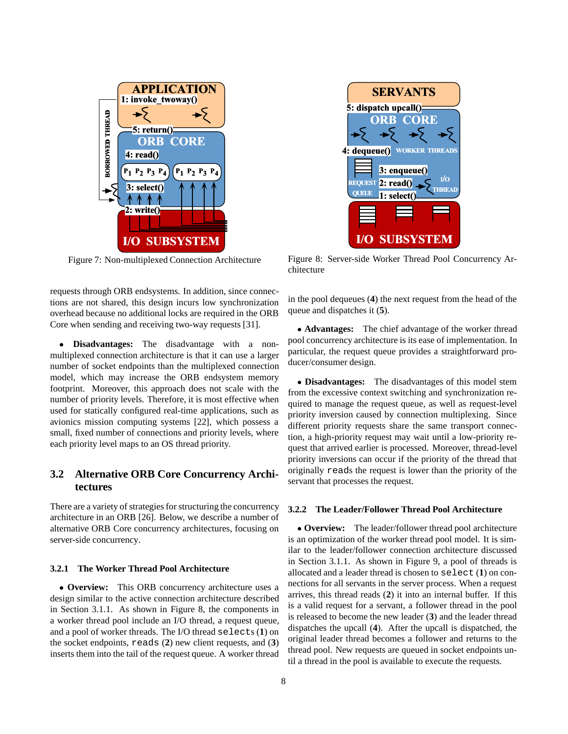Figure 7: Non-multiplexed Connection Architecture

Figure 8: Server-side Worker Thread Pool Concurrency Architecture

requests through ORB endsystems. In addition, since connections are not shared, this design incurs low synchronization overhead because no additional locks are required in the ORB Core when sending and receiving two-way requests [31].

- **Disadvantages:** The disadvantage with a non-multiplexed connection architecture is that it can use a larger number of socket endpoints than the multiplexed connection model, which may increase the ORB endsystem memory footprint. Moreover, this approach does not scale with the number of priority levels. Therefore, it is most effective when used for statically configured real-time applications, such as avionics mission computing systems [22], which possess a small, fixed number of connections and priority levels, where each priority level maps to an OS thread priority.

## 3.2 Alternative ORB Core Concurrency Architectures

There are a variety of strategies for structuring the concurrency architecture in an ORB [26]. Below, we describe a number of alternative ORB Core concurrency architectures, focusing on server-side concurrency.

### 3.2.1 The Worker Thread Pool Architecture

- **Overview:** This ORB concurrency architecture uses a design similar to the active connection architecture described in Section 3.1.1. As shown in Figure 8, the components in a worker thread pool include an I/O thread, a request queue, and a pool of worker threads. The I/O thread `select`s (**1**) on the socket endpoints, `read`s (**2**) new client requests, and (**3**) inserts them into the tail of the request queue. A worker thread in the pool dequeues (**4**) the next request from the head of the queue and dispatches it (**5**).

- **Advantages:** The chief advantage of the worker thread pool concurrency architecture is its ease of implementation. In particular, the request queue provides a straightforward producer/consumer design.

- **Disadvantages:** The disadvantages of this model stem from the excessive context switching and synchronization required to manage the request queue, as well as request-level priority inversion caused by connection multiplexing. Since different priority requests share the same transport connection, a high-priority request may wait until a low-priority request that arrived earlier is processed. Moreover, thread-level priority inversions can occur if the priority of the thread that originally `read`s the request is lower than the priority of the servant that processes the request.

### 3.2.2 The Leader/Follower Thread Pool Architecture

- **Overview:** The leader/follower thread pool architecture is an optimization of the worker thread pool model. It is similar to the leader/follower connection architecture discussed in Section 3.1.1. As shown in Figure 9, a pool of threads is allocated and a leader thread is chosen to `select` (**1**) on connections for all servants in the server process. When a request arrives, this thread reads (**2**) it into an internal buffer. If this is a valid request for a servant, a follower thread in the pool is released to become the new leader (**3**) and the leader thread dispatches the upcall (**4**). After the upcall is dispatched, the original leader thread becomes a follower and returns to the thread pool. New requests are queued in socket endpoints until a thread in the pool is available to execute the requests.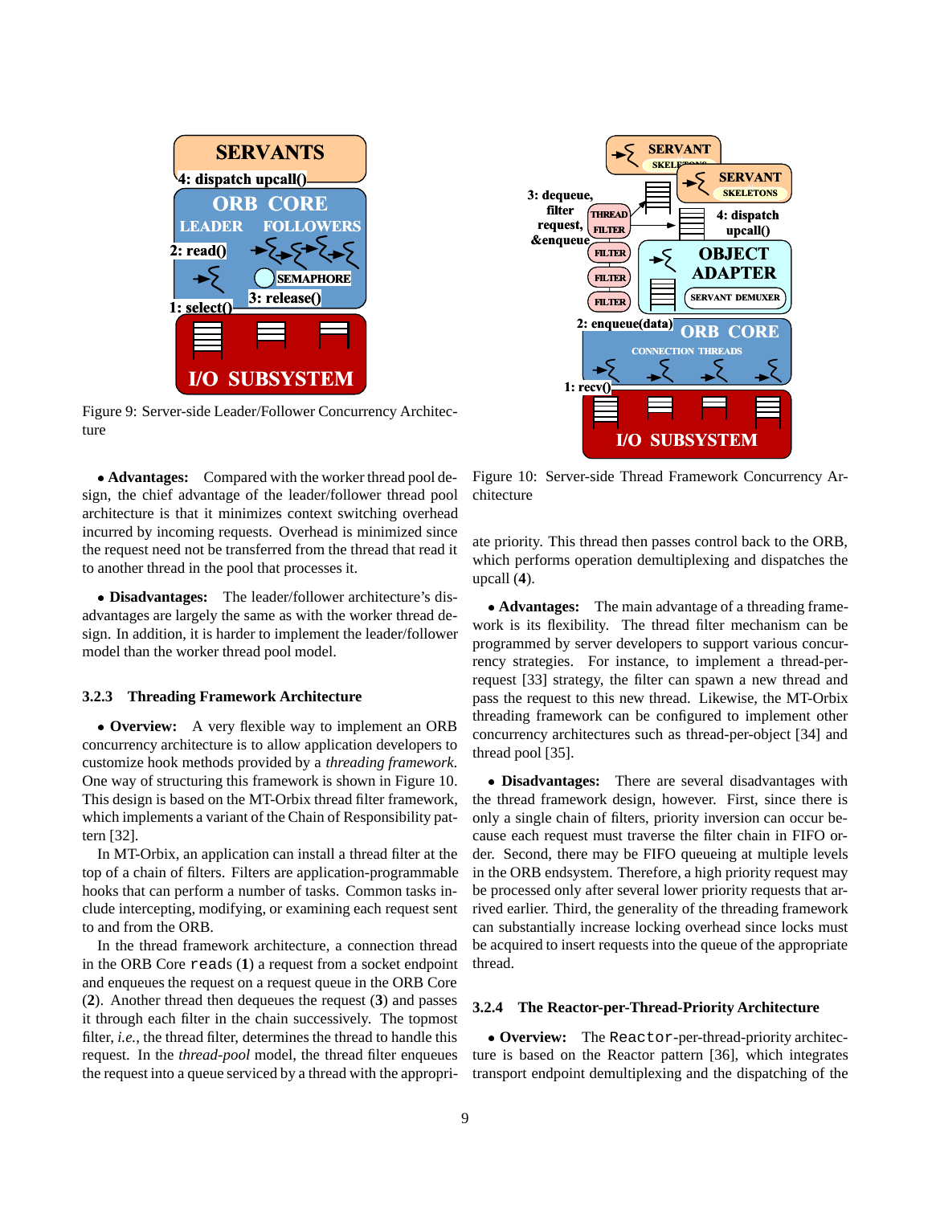Figure 9: Server-side Leader/Follower Concurrency Architecture

- **Advantages:** Compared with the worker thread pool design, the chief advantage of the leader/follower thread pool architecture is that it minimizes context switching overhead incurred by incoming requests. Overhead is minimized since the request need not be transferred from the thread that read it to another thread in the pool that processes it.

- **Disadvantages:** The leader/follower architecture's disadvantages are largely the same as with the worker thread design. In addition, it is harder to implement the leader/follower model than the worker thread pool model.

#### 3.2.3 Threading Framework Architecture

- **Overview:** A very flexible way to implement an ORB concurrency architecture is to allow application developers to customize hook methods provided by a *threading framework*. One way of structuring this framework is shown in Figure 10. This design is based on the MT-Orbix thread filter framework, which implements a variant of the Chain of Responsibility pattern [32].

In MT-Orbix, an application can install a thread filter at the top of a chain of filters. Filters are application-programmable hooks that can perform a number of tasks. Common tasks include intercepting, modifying, or examining each request sent to and from the ORB.

In the thread framework architecture, a connection thread in the ORB Core `reads` (**1**) a request from a socket endpoint and enqueues the request on a request queue in the ORB Core (**2**). Another thread then dequeues the request (**3**) and passes it through each filter in the chain successively. The topmost filter, *i.e.*, the thread filter, determines the thread to handle this request. In the *thread-pool* model, the thread filter enqueues the request into a queue serviced by a thread with the appropriate priority. This thread then passes control back to the ORB, which performs operation demultiplexing and dispatches the upcall (**4**).

Figure 10: Server-side Thread Framework Concurrency Architecture

- **Advantages:** The main advantage of a threading framework is its flexibility. The thread filter mechanism can be programmed by server developers to support various concurrency strategies. For instance, to implement a thread-per-request [33] strategy, the filter can spawn a new thread and pass the request to this new thread. Likewise, the MT-Orbix threading framework can be configured to implement other concurrency architectures such as thread-per-object [34] and thread pool [35].

- **Disadvantages:** There are several disadvantages with the thread framework design, however. First, since there is only a single chain of filters, priority inversion can occur because each request must traverse the filter chain in FIFO order. Second, there may be FIFO queueing at multiple levels in the ORB endsystem. Therefore, a high priority request may be processed only after several lower priority requests that arrived earlier. Third, the generality of the threading framework can substantially increase locking overhead since locks must be acquired to insert requests into the queue of the appropriate thread.

#### 3.2.4 The Reactor-per-Thread-Priority Architecture

- **Overview:** The `Reactor`-per-thread-priority architecture is based on the Reactor pattern [36], which integrates transport endpoint demultiplexing and the dispatching of the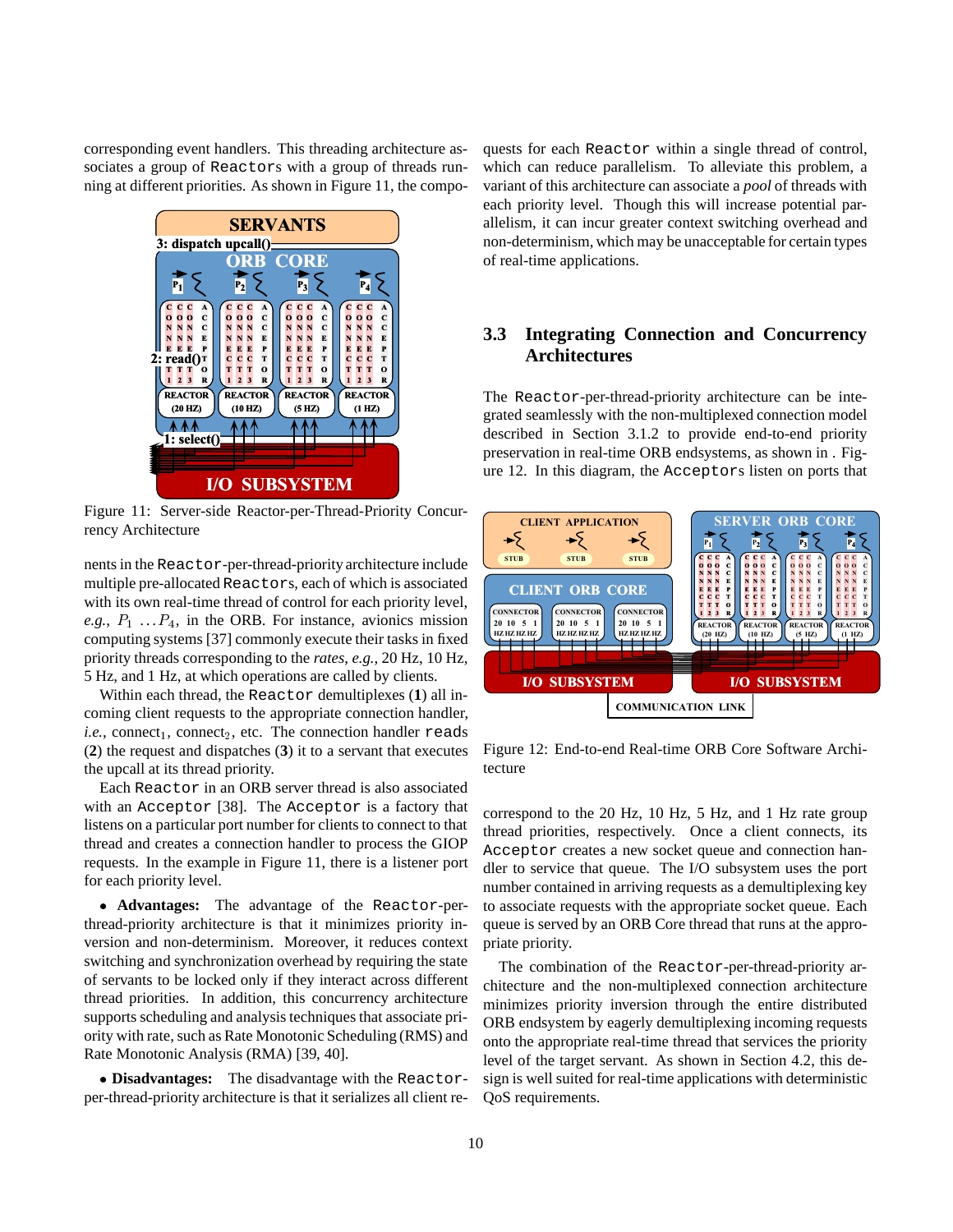corresponding event handlers. This threading architecture associates a group of Reactors with a group of threads running at different priorities. As shown in Figure 11, the components in the Reactor-per-thread-priority architecture include multiple pre-allocated Reactors, each of which is associated with its own real-time thread of control for each priority level, *e.g.*, $P_1 \ldots P_4$, in the ORB. For instance, avionics mission computing systems [37] commonly execute their tasks in fixed priority threads corresponding to the *rates*, *e.g.*, 20 Hz, 10 Hz, 5 Hz, and 1 Hz, at which operations are called by clients.

Figure 11: Server-side Reactor-per-Thread-Priority Concurrency Architecture

Within each thread, the Reactor demultiplexes (**1**) all incoming client requests to the appropriate connection handler, *i.e.*, $\text{connect}_1$, $\text{connect}_2$, etc. The connection handler reads (**2**) the request and dispatches (**3**) it to a servant that executes the upcall at its thread priority.

Each Reactor in an ORB server thread is also associated with an Acceptor [38]. The Acceptor is a factory that listens on a particular port number for clients to connect to that thread and creates a connection handler to process the GIOP requests. In the example in Figure 11, there is a listener port for each priority level.

- **Advantages:** The advantage of the Reactor-per-thread-priority architecture is that it minimizes priority inversion and non-determinism. Moreover, it reduces context switching and synchronization overhead by requiring the state of servants to be locked only if they interact across different thread priorities. In addition, this concurrency architecture supports scheduling and analysis techniques that associate priority with rate, such as Rate Monotonic Scheduling (RMS) and Rate Monotonic Analysis (RMA) [39, 40].

- **Disadvantages:** The disadvantage with the Reactor-per-thread-priority architecture is that it serializes all client requests for each Reactor within a single thread of control, which can reduce parallelism. To alleviate this problem, a variant of this architecture can associate a *pool* of threads with each priority level. Though this will increase potential parallelism, it can incur greater context switching overhead and non-determinism, which may be unacceptable for certain types of real-time applications.

### 3.3 Integrating Connection and Concurrency Architectures

The Reactor-per-thread-priority architecture can be integrated seamlessly with the non-multiplexed connection model described in Section 3.1.2 to provide end-to-end priority preservation in real-time ORB endsystems, as shown in . Figure 12. In this diagram, the Acceptors listen on ports that correspond to the 20 Hz, 10 Hz, 5 Hz, and 1 Hz rate group thread priorities, respectively. Once a client connects, its Acceptor creates a new socket queue and connection handler to service that queue. The I/O subsystem uses the port number contained in arriving requests as a demultiplexing key to associate requests with the appropriate socket queue. Each queue is served by an ORB Core thread that runs at the appropriate priority.

Figure 12: End-to-end Real-time ORB Core Software Architecture

The combination of the Reactor-per-thread-priority architecture and the non-multiplexed connection architecture minimizes priority inversion through the entire distributed ORB endsystem by eagerly demultiplexing incoming requests onto the appropriate real-time thread that services the priority level of the target servant. As shown in Section 4.2, this design is well suited for real-time applications with deterministic QoS requirements.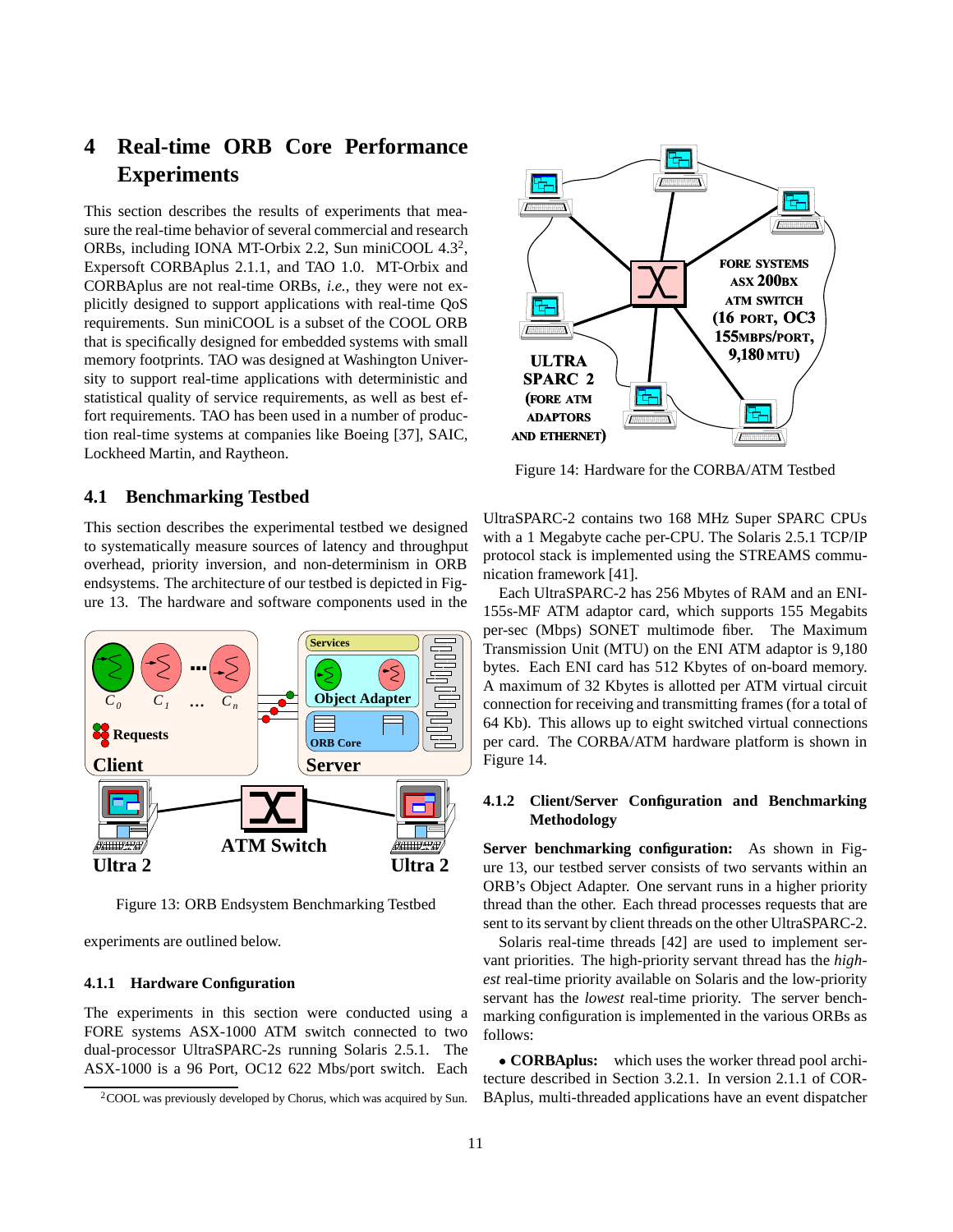# 4 Real-time ORB Core Performance Experiments

This section describes the results of experiments that measure the real-time behavior of several commercial and research ORBs, including IONA MT-Orbix 2.2, Sun miniCOOL 4.3[2], Expersoft CORBAplus 2.1.1, and TAO 1.0. MT-Orbix and CORBAplus are not real-time ORBs, *i.e.*, they were not explicitly designed to support applications with real-time QoS requirements. Sun miniCOOL is a subset of the COOL ORB that is specifically designed for embedded systems with small memory footprints. TAO was designed at Washington University to support real-time applications with deterministic and statistical quality of service requirements, as well as best effort requirements. TAO has been used in a number of production real-time systems at companies like Boeing [37], SAIC, Lockheed Martin, and Raytheon.

## 4.1 Benchmarking Testbed

This section describes the experimental testbed we designed to systematically measure sources of latency and throughput overhead, priority inversion, and non-determinism in ORB endsystems. The architecture of our testbed is depicted in Figure 13. The hardware and software components used in the experiments are outlined below.

Figure 13: ORB Endsystem Benchmarking Testbed

### 4.1.1 Hardware Configuration

The experiments in this section were conducted using a FORE systems ASX-1000 ATM switch connected to two dual-processor UltraSPARC-2s running Solaris 2.5.1. The ASX-1000 is a 96 Port, OC12 622 Mbs/port switch. Each UltraSPARC-2 contains two 168 MHz Super SPARC CPUs with a 1 Megabyte cache per-CPU. The Solaris 2.5.1 TCP/IP protocol stack is implemented using the STREAMS communication framework [41].

Each UltraSPARC-2 has 256 Mbytes of RAM and an ENI-155s-MF ATM adaptor card, which supports 155 Megabits per-sec (Mbps) SONET multimode fiber. The Maximum Transmission Unit (MTU) on the ENI ATM adaptor is 9,180 bytes. Each ENI card has 512 Kbytes of on-board memory. A maximum of 32 Kbytes is allotted per ATM virtual circuit connection for receiving and transmitting frames (for a total of 64 Kb). This allows up to eight switched virtual connections per card. The CORBA/ATM hardware platform is shown in Figure 14.

Figure 14: Hardware for the CORBA/ATM Testbed

### 4.1.2 Client/Server Configuration and Benchmarking Methodology

**Server benchmarking configuration:** As shown in Figure 13, our testbed server consists of two servants within an ORB's Object Adapter. One servant runs in a higher priority thread than the other. Each thread processes requests that are sent to its servant by client threads on the other UltraSPARC-2.

Solaris real-time threads [42] are used to implement servant priorities. The high-priority servant thread has the *highest* real-time priority available on Solaris and the low-priority servant has the *lowest* real-time priority. The server benchmarking configuration is implemented in the various ORBs as follows:

- **CORBAplus:** which uses the worker thread pool architecture described in Section 3.2.1. In version 2.1.1 of CORBAplus, multi-threaded applications have an event dispatcher

[2] COOL was previously developed by Chorus, which was acquired by Sun.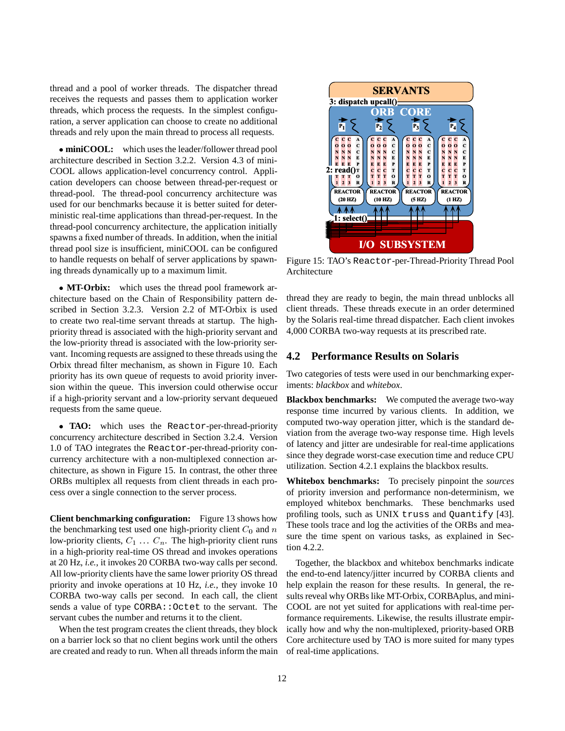thread and a pool of worker threads. The dispatcher thread receives the requests and passes them to application worker threads, which process the requests. In the simplest configuration, a server application can choose to create no additional threads and rely upon the main thread to process all requests.

- **miniCOOL:** which uses the leader/follower thread pool architecture described in Section 3.2.2. Version 4.3 of miniCOOL allows application-level concurrency control. Application developers can choose between thread-per-request or thread-pool. The thread-pool concurrency architecture was used for our benchmarks because it is better suited for deterministic real-time applications than thread-per-request. In the thread-pool concurrency architecture, the application initially spawns a fixed number of threads. In addition, when the initial thread pool size is insufficient, miniCOOL can be configured to handle requests on behalf of server applications by spawning threads dynamically up to a maximum limit.

- **MT-Orbix:** which uses the thread pool framework architecture based on the Chain of Responsibility pattern described in Section 3.2.3. Version 2.2 of MT-Orbix is used to create two real-time servant threads at startup. The high-priority thread is associated with the high-priority servant and the low-priority thread is associated with the low-priority servant. Incoming requests are assigned to these threads using the Orbix thread filter mechanism, as shown in Figure 10. Each priority has its own queue of requests to avoid priority inversion within the queue. This inversion could otherwise occur if a high-priority servant and a low-priority servant dequeued requests from the same queue.

- **TAO:** which uses the `Reactor`-per-thread-priority concurrency architecture described in Section 3.2.4. Version 1.0 of TAO integrates the `Reactor`-per-thread-priority concurrency architecture with a non-multiplexed connection architecture, as shown in Figure 15. In contrast, the other three ORBs multiplex all requests from client threads in each process over a single connection to the server process.

**Client benchmarking configuration:** Figure 13 shows how the benchmarking test used one high-priority client $C_0$ and $n$ low-priority clients, $C_1 \ldots C_n$. The high-priority client runs in a high-priority real-time OS thread and invokes operations at 20 Hz, *i.e.*, it invokes 20 CORBA two-way calls per second. All low-priority clients have the same lower priority OS thread priority and invoke operations at 10 Hz, *i.e.*, they invoke 10 CORBA two-way calls per second. In each call, the client sends a value of type `CORBA::Octet` to the servant. The servant cubes the number and returns it to the client.

When the test program creates the client threads, they block on a barrier lock so that no client begins work until the others are created and ready to run. When all threads inform the main thread they are ready to begin, the main thread unblocks all client threads. These threads execute in an order determined by the Solaris real-time thread dispatcher. Each client invokes 4,000 CORBA two-way requests at its prescribed rate.

SERVANTS
3: dispatch upcall()
ORB CORE
P1 P2 P3 P4
2: read()
REACTOR (20 HZ)
REACTOR (10 HZ)
REACTOR (5 HZ)
REACTOR (1 HZ)
1: select()
I/O SUBSYSTEM

Figure 15: TAO's `Reactor`-per-Thread-Priority Thread Pool Architecture

## 4.2 Performance Results on Solaris

Two categories of tests were used in our benchmarking experiments: *blackbox* and *whitebox*.

**Blackbox benchmarks:** We computed the average two-way response time incurred by various clients. In addition, we computed two-way operation jitter, which is the standard deviation from the average two-way response time. High levels of latency and jitter are undesirable for real-time applications since they degrade worst-case execution time and reduce CPU utilization. Section 4.2.1 explains the blackbox results.

**Whitebox benchmarks:** To precisely pinpoint the *sources* of priority inversion and performance non-determinism, we employed whitebox benchmarks. These benchmarks used profiling tools, such as UNIX `truss` and `Quantify` [43]. These tools trace and log the activities of the ORBs and measure the time spent on various tasks, as explained in Section 4.2.2.

Together, the blackbox and whitebox benchmarks indicate the end-to-end latency/jitter incurred by CORBA clients and help explain the reason for these results. In general, the results reveal why ORBs like MT-Orbix, CORBAplus, and miniCOOL are not yet suited for applications with real-time performance requirements. Likewise, the results illustrate empirically how and why the non-multiplexed, priority-based ORB Core architecture used by TAO is more suited for many types of real-time applications.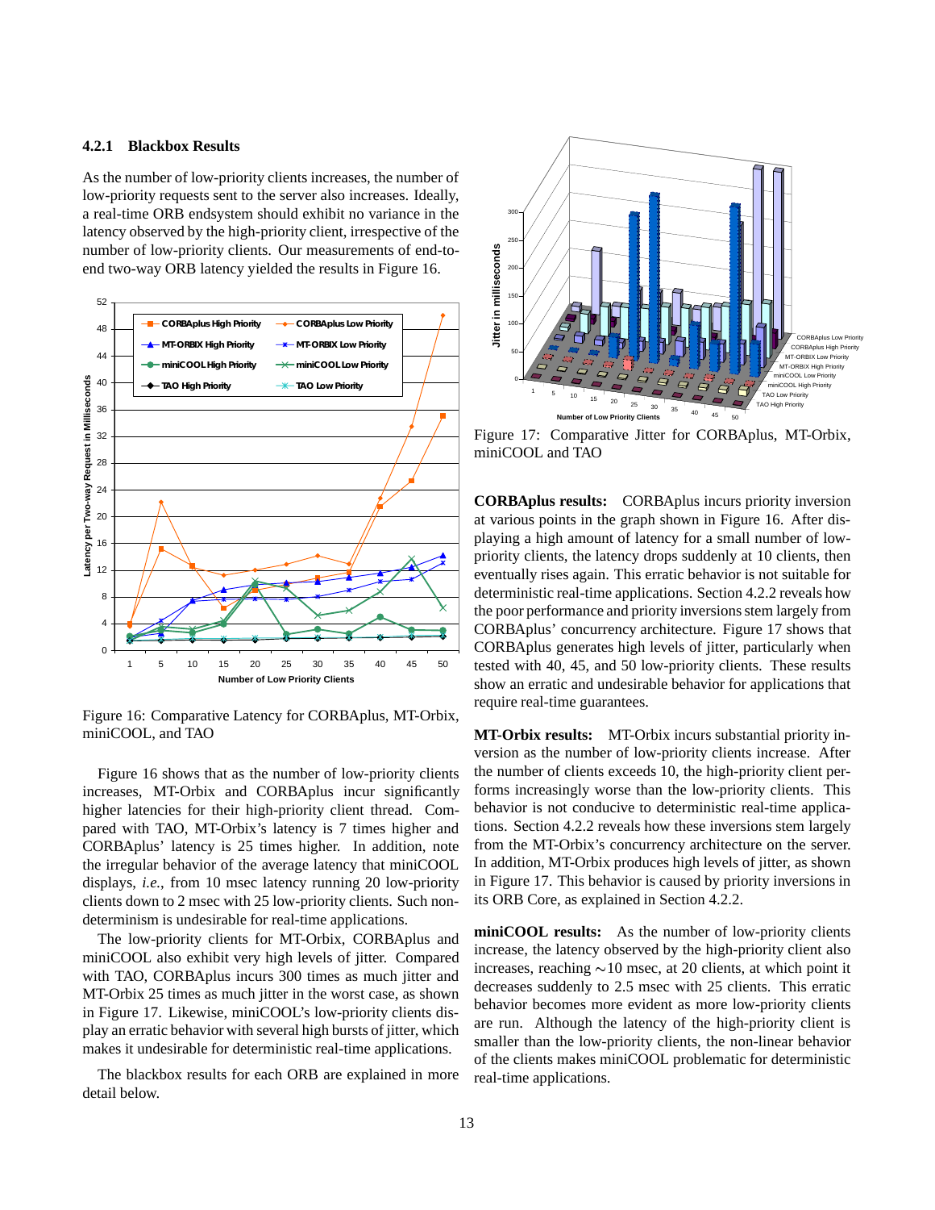### 4.2.1 Blackbox Results

As the number of low-priority clients increases, the number of low-priority requests sent to the server also increases. Ideally, a real-time ORB endsystem should exhibit no variance in the latency observed by the high-priority client, irrespective of the number of low-priority clients. Our measurements of end-to-end two-way ORB latency yielded the results in Figure 16.

Figure 16: Comparative Latency for CORBAplus, MT-Orbix, miniCOOL, and TAO

Figure 16 shows that as the number of low-priority clients increases, MT-Orbix and CORBAplus incur significantly higher latencies for their high-priority client thread. Compared with TAO, MT-Orbix's latency is 7 times higher and CORBAplus' latency is 25 times higher. In addition, note the irregular behavior of the average latency that miniCOOL displays, *i.e.*, from 10 msec latency running 20 low-priority clients down to 2 msec with 25 low-priority clients. Such non-determinism is undesirable for real-time applications.

The low-priority clients for MT-Orbix, CORBAplus and miniCOOL also exhibit very high levels of jitter. Compared with TAO, CORBAplus incurs 300 times as much jitter and MT-Orbix 25 times as much jitter in the worst case, as shown in Figure 17. Likewise, miniCOOL's low-priority clients display an erratic behavior with several high bursts of jitter, which makes it undesirable for deterministic real-time applications.

The blackbox results for each ORB are explained in more detail below.

Figure 17: Comparative Jitter for CORBAplus, MT-Orbix, miniCOOL and TAO

**CORBAplus results:** CORBAplus incurs priority inversion at various points in the graph shown in Figure 16. After displaying a high amount of latency for a small number of low-priority clients, the latency drops suddenly at 10 clients, then eventually rises again. This erratic behavior is not suitable for deterministic real-time applications. Section 4.2.2 reveals how the poor performance and priority inversions stem largely from CORBAplus' concurrency architecture. Figure 17 shows that CORBAplus generates high levels of jitter, particularly when tested with 40, 45, and 50 low-priority clients. These results show an erratic and undesirable behavior for applications that require real-time guarantees.

**MT-Orbix results:** MT-Orbix incurs substantial priority inversion as the number of low-priority clients increase. After the number of clients exceeds 10, the high-priority client performs increasingly worse than the low-priority clients. This behavior is not conducive to deterministic real-time applications. Section 4.2.2 reveals how these inversions stem largely from the MT-Orbix's concurrency architecture on the server. In addition, MT-Orbix produces high levels of jitter, as shown in Figure 17. This behavior is caused by priority inversions in its ORB Core, as explained in Section 4.2.2.

**miniCOOL results:** As the number of low-priority clients increase, the latency observed by the high-priority client also increases, reaching ∼10 msec, at 20 clients, at which point it decreases suddenly to 2.5 msec with 25 clients. This erratic behavior becomes more evident as more low-priority clients are run. Although the latency of the high-priority client is smaller than the low-priority clients, the non-linear behavior of the clients makes miniCOOL problematic for deterministic real-time applications.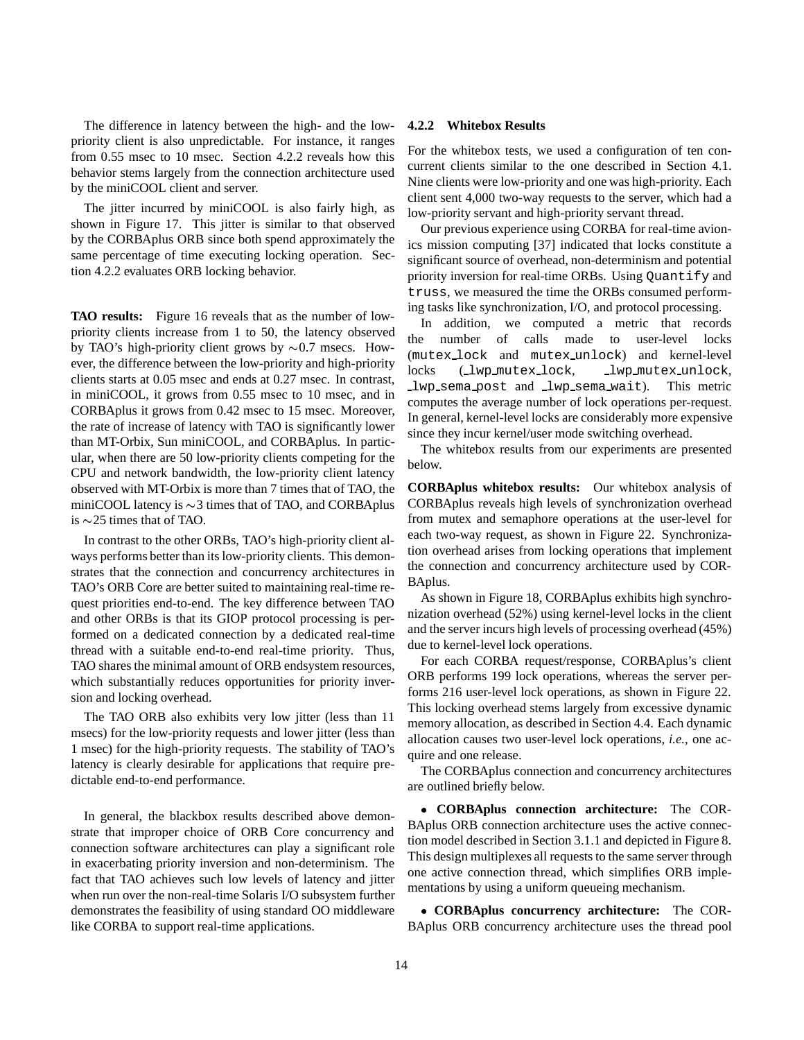The difference in latency between the high- and the low-priority client is also unpredictable. For instance, it ranges from 0.55 msec to 10 msec. Section 4.2.2 reveals how this behavior stems largely from the connection architecture used by the miniCOOL client and server.

The jitter incurred by miniCOOL is also fairly high, as shown in Figure 17. This jitter is similar to that observed by the CORBAplus ORB since both spend approximately the same percentage of time executing locking operation. Section 4.2.2 evaluates ORB locking behavior.

**TAO results:** Figure 16 reveals that as the number of low-priority clients increase from 1 to 50, the latency observed by TAO's high-priority client grows by ∼0.7 msecs. However, the difference between the low-priority and high-priority clients starts at 0.05 msec and ends at 0.27 msec. In contrast, in miniCOOL, it grows from 0.55 msec to 10 msec, and in CORBAplus it grows from 0.42 msec to 15 msec. Moreover, the rate of increase of latency with TAO is significantly lower than MT-Orbix, Sun miniCOOL, and CORBAplus. In particular, when there are 50 low-priority clients competing for the CPU and network bandwidth, the low-priority client latency observed with MT-Orbix is more than 7 times that of TAO, the miniCOOL latency is ∼3 times that of TAO, and CORBAplus is ∼25 times that of TAO.

In contrast to the other ORBs, TAO's high-priority client always performs better than its low-priority clients. This demonstrates that the connection and concurrency architectures in TAO's ORB Core are better suited to maintaining real-time request priorities end-to-end. The key difference between TAO and other ORBs is that its GIOP protocol processing is performed on a dedicated connection by a dedicated real-time thread with a suitable end-to-end real-time priority. Thus, TAO shares the minimal amount of ORB endsystem resources, which substantially reduces opportunities for priority inversion and locking overhead.

The TAO ORB also exhibits very low jitter (less than 11 msecs) for the low-priority requests and lower jitter (less than 1 msec) for the high-priority requests. The stability of TAO's latency is clearly desirable for applications that require predictable end-to-end performance.

In general, the blackbox results described above demonstrate that improper choice of ORB Core concurrency and connection software architectures can play a significant role in exacerbating priority inversion and non-determinism. The fact that TAO achieves such low levels of latency and jitter when run over the non-real-time Solaris I/O subsystem further demonstrates the feasibility of using standard OO middleware like CORBA to support real-time applications.

#### 4.2.2 Whitebox Results

For the whitebox tests, we used a configuration of ten concurrent clients similar to the one described in Section 4.1. Nine clients were low-priority and one was high-priority. Each client sent 4,000 two-way requests to the server, which had a low-priority servant and high-priority servant thread.

Our previous experience using CORBA for real-time avionics mission computing [37] indicated that locks constitute a significant source of overhead, non-determinism and potential priority inversion for real-time ORBs. Using `Quantify` and `truss`, we measured the time the ORBs consumed performing tasks like synchronization, I/O, and protocol processing.

In addition, we computed a metric that records the number of calls made to user-level locks (`mutex_lock` and `mutex_unlock`) and kernel-level locks (`_lwp_mutex_lock`, `_lwp_mutex_unlock`, `_lwp_sema_post` and `_lwp_sema_wait`). This metric computes the average number of lock operations per-request. In general, kernel-level locks are considerably more expensive since they incur kernel/user mode switching overhead.

The whitebox results from our experiments are presented below.

**CORBAplus whitebox results:** Our whitebox analysis of CORBAplus reveals high levels of synchronization overhead from mutex and semaphore operations at the user-level for each two-way request, as shown in Figure 22. Synchronization overhead arises from locking operations that implement the connection and concurrency architecture used by CORBAplus.

As shown in Figure 18, CORBAplus exhibits high synchronization overhead (52%) using kernel-level locks in the client and the server incurs high levels of processing overhead (45%) due to kernel-level lock operations.

For each CORBA request/response, CORBAplus's client ORB performs 199 lock operations, whereas the server performs 216 user-level lock operations, as shown in Figure 22. This locking overhead stems largely from excessive dynamic memory allocation, as described in Section 4.4. Each dynamic allocation causes two user-level lock operations, *i.e.*, one acquire and one release.

The CORBAplus connection and concurrency architectures are outlined briefly below.

- **CORBAplus connection architecture:** The CORBAplus ORB connection architecture uses the active connection model described in Section 3.1.1 and depicted in Figure 8. This design multiplexes all requests to the same server through one active connection thread, which simplifies ORB implementations by using a uniform queueing mechanism.

- **CORBAplus concurrency architecture:** The CORBAplus ORB concurrency architecture uses the thread pool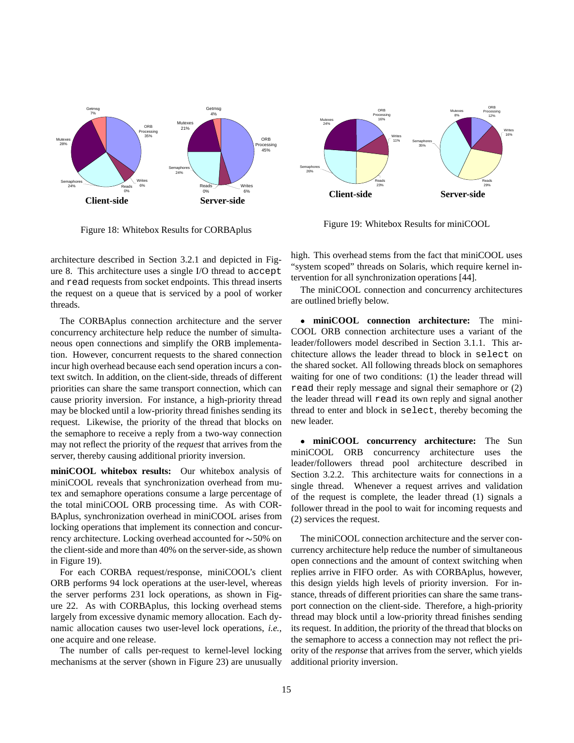Figure 18: Whitebox Results for CORBAplus

Figure 19: Whitebox Results for miniCOOL

architecture described in Section 3.2.1 and depicted in Figure 8. This architecture uses a single I/O thread to `accept` and `read` requests from socket endpoints. This thread inserts the request on a queue that is serviced by a pool of worker threads.

The CORBAplus connection architecture and the server concurrency architecture help reduce the number of simultaneous open connections and simplify the ORB implementation. However, concurrent requests to the shared connection incur high overhead because each send operation incurs a context switch. In addition, on the client-side, threads of different priorities can share the same transport connection, which can cause priority inversion. For instance, a high-priority thread may be blocked until a low-priority thread finishes sending its request. Likewise, the priority of the thread that blocks on the semaphore to receive a reply from a two-way connection may not reflect the priority of the *request* that arrives from the server, thereby causing additional priority inversion.

**miniCOOL whitebox results:** Our whitebox analysis of miniCOOL reveals that synchronization overhead from mutex and semaphore operations consume a large percentage of the total miniCOOL ORB processing time. As with CORBAplus, synchronization overhead in miniCOOL arises from locking operations that implement its connection and concurrency architecture. Locking overhead accounted for ∼50% on the client-side and more than 40% on the server-side, as shown in Figure 19).

For each CORBA request/response, miniCOOL's client ORB performs 94 lock operations at the user-level, whereas the server performs 231 lock operations, as shown in Figure 22. As with CORBAplus, this locking overhead stems largely from excessive dynamic memory allocation. Each dynamic allocation causes two user-level lock operations, *i.e.*, one acquire and one release.

The number of calls per-request to kernel-level locking mechanisms at the server (shown in Figure 23) are unusually high. This overhead stems from the fact that miniCOOL uses "system scoped" threads on Solaris, which require kernel intervention for all synchronization operations [44].

The miniCOOL connection and concurrency architectures are outlined briefly below.

- **miniCOOL connection architecture:** The miniCOOL ORB connection architecture uses a variant of the leader/followers model described in Section 3.1.1. This architecture allows the leader thread to block in `select` on the shared socket. All following threads block on semaphores waiting for one of two conditions: (1) the leader thread will `read` their reply message and signal their semaphore or (2) the leader thread will `read` its own reply and signal another thread to enter and block in `select`, thereby becoming the new leader.

- **miniCOOL concurrency architecture:** The Sun miniCOOL ORB concurrency architecture uses the leader/followers thread pool architecture described in Section 3.2.2. This architecture waits for connections in a single thread. Whenever a request arrives and validation of the request is complete, the leader thread (1) signals a follower thread in the pool to wait for incoming requests and (2) services the request.

The miniCOOL connection architecture and the server concurrency architecture help reduce the number of simultaneous open connections and the amount of context switching when replies arrive in FIFO order. As with CORBAplus, however, this design yields high levels of priority inversion. For instance, threads of different priorities can share the same transport connection on the client-side. Therefore, a high-priority thread may block until a low-priority thread finishes sending its request. In addition, the priority of the thread that blocks on the semaphore to access a connection may not reflect the priority of the *response* that arrives from the server, which yields additional priority inversion.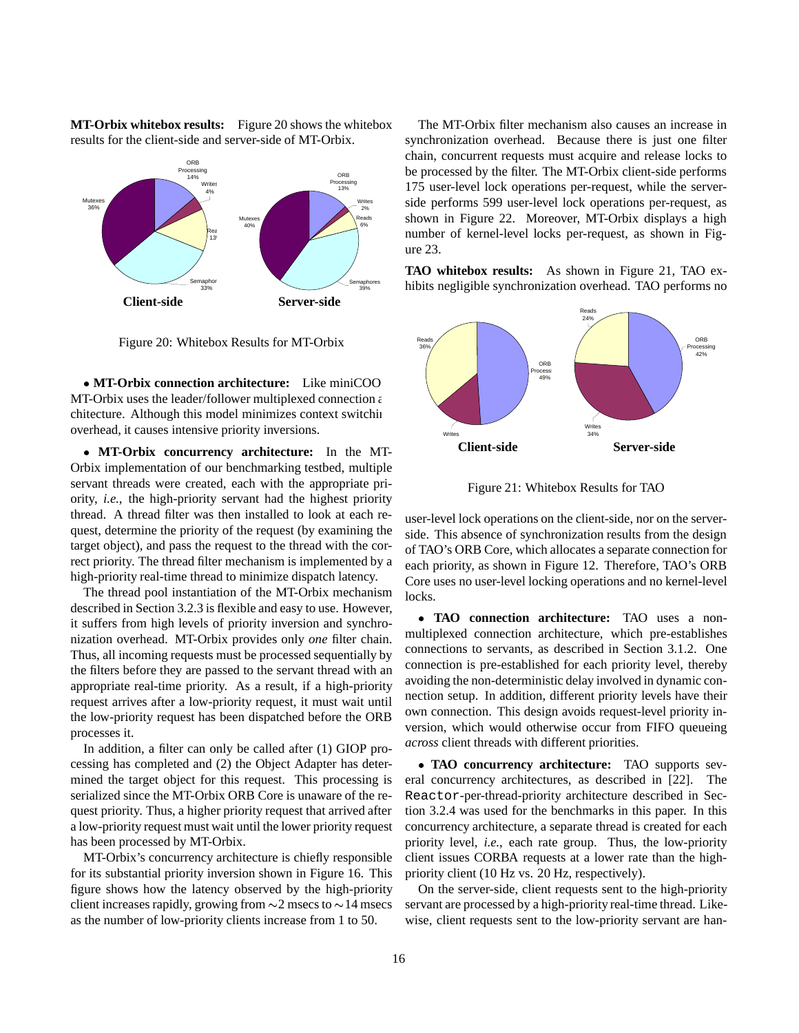**MT-Orbix whitebox results:** Figure 20 shows the whitebox results for the client-side and server-side of MT-Orbix.

Figure 20: Whitebox Results for MT-Orbix

- **MT-Orbix connection architecture:** Like miniCOOL, MT-Orbix uses the leader/follower multiplexed connection architecture. Although this model minimizes context switching overhead, it causes intensive priority inversions.

- **MT-Orbix concurrency architecture:** In the MT-Orbix implementation of our benchmarking testbed, multiple servant threads were created, each with the appropriate priority, *i.e.*, the high-priority servant had the highest priority thread. A thread filter was then installed to look at each request, determine the priority of the request (by examining the target object), and pass the request to the thread with the correct priority. The thread filter mechanism is implemented by a high-priority real-time thread to minimize dispatch latency.

The thread pool instantiation of the MT-Orbix mechanism described in Section 3.2.3 is flexible and easy to use. However, it suffers from high levels of priority inversion and synchronization overhead. MT-Orbix provides only *one* filter chain. Thus, all incoming requests must be processed sequentially by the filters before they are passed to the servant thread with an appropriate real-time priority. As a result, if a high-priority request arrives after a low-priority request, it must wait until the low-priority request has been dispatched before the ORB processes it.

In addition, a filter can only be called after (1) GIOP processing has completed and (2) the Object Adapter has determined the target object for this request. This processing is serialized since the MT-Orbix ORB Core is unaware of the request priority. Thus, a higher priority request that arrived after a low-priority request must wait until the lower priority request has been processed by MT-Orbix.

MT-Orbix's concurrency architecture is chiefly responsible for its substantial priority inversion shown in Figure 16. This figure shows how the latency observed by the high-priority client increases rapidly, growing from ~2 msecs to ~14 msecs as the number of low-priority clients increase from 1 to 50.

The MT-Orbix filter mechanism also causes an increase in synchronization overhead. Because there is just one filter chain, concurrent requests must acquire and release locks to be processed by the filter. The MT-Orbix client-side performs 175 user-level lock operations per-request, while the server-side performs 599 user-level lock operations per-request, as shown in Figure 22. Moreover, MT-Orbix displays a high number of kernel-level locks per-request, as shown in Figure 23.

**TAO whitebox results:** As shown in Figure 21, TAO exhibits negligible synchronization overhead. TAO performs no user-level lock operations on the client-side, nor on the server-side. This absence of synchronization results from the design of TAO's ORB Core, which allocates a separate connection for each priority, as shown in Figure 12. Therefore, TAO's ORB Core uses no user-level locking operations and no kernel-level locks.

Figure 21: Whitebox Results for TAO

- **TAO connection architecture:** TAO uses a non-multiplexed connection architecture, which pre-establishes connections to servants, as described in Section 3.1.2. One connection is pre-established for each priority level, thereby avoiding the non-deterministic delay involved in dynamic connection setup. In addition, different priority levels have their own connection. This design avoids request-level priority inversion, which would otherwise occur from FIFO queueing *across* client threads with different priorities.

- **TAO concurrency architecture:** TAO supports several concurrency architectures, as described in [22]. The `Reactor`-per-thread-priority architecture described in Section 3.2.4 was used for the benchmarks in this paper. In this concurrency architecture, a separate thread is created for each priority level, *i.e.*, each rate group. Thus, the low-priority client issues CORBA requests at a lower rate than the high-priority client (10 Hz vs. 20 Hz, respectively).

On the server-side, client requests sent to the high-priority servant are processed by a high-priority real-time thread. Likewise, client requests sent to the low-priority servant are han-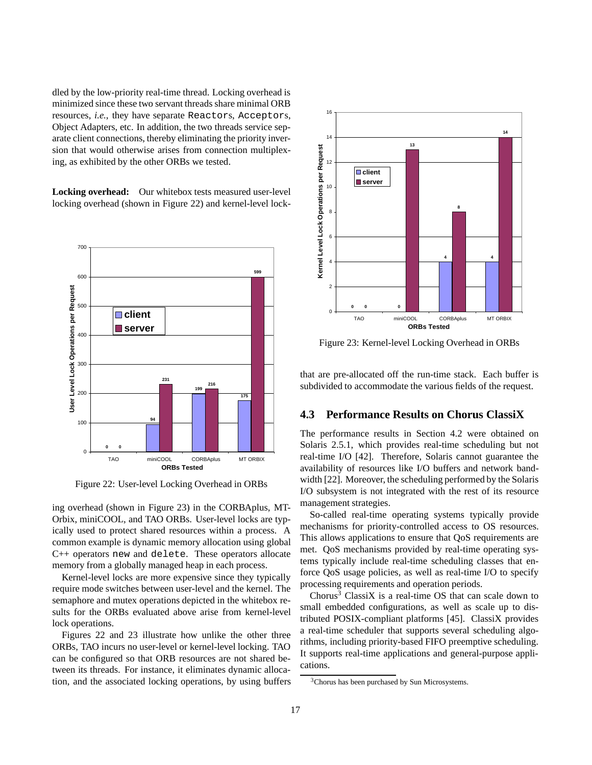dled by the low-priority real-time thread. Locking overhead is minimized since these two servant threads share minimal ORB resources, *i.e.,* they have separate `Reactor`s, `Acceptor`s, Object Adapters, etc. In addition, the two threads service separate client connections, thereby eliminating the priority inversion that would otherwise arise from connection multiplexing, as exhibited by the other ORBs we tested.

**Locking overhead:** Our whitebox tests measured user-level locking overhead (shown in Figure 22) and kernel-level locking overhead (shown in Figure 23) in the CORBAplus, MT-Orbix, miniCOOL, and TAO ORBs. User-level locks are typically used to protect shared resources within a process. A common example is dynamic memory allocation using global C++ operators `new` and `delete`. These operators allocate memory from a globally managed heap in each process.

Figure 22: User-level Locking Overhead in ORBs

Kernel-level locks are more expensive since they typically require mode switches between user-level and the kernel. The semaphore and mutex operations depicted in the whitebox results for the ORBs evaluated above arise from kernel-level lock operations.

Figures 22 and 23 illustrate how unlike the other three ORBs, TAO incurs no user-level or kernel-level locking. TAO can be configured so that ORB resources are not shared between its threads. For instance, it eliminates dynamic allocation, and the associated locking operations, by using buffers that are pre-allocated off the run-time stack. Each buffer is subdivided to accommodate the various fields of the request.

Figure 23: Kernel-level Locking Overhead in ORBs

## 4.3 Performance Results on Chorus ClassiX

The performance results in Section 4.2 were obtained on Solaris 2.5.1, which provides real-time scheduling but not real-time I/O [42]. Therefore, Solaris cannot guarantee the availability of resources like I/O buffers and network bandwidth [22]. Moreover, the scheduling performed by the Solaris I/O subsystem is not integrated with the rest of its resource management strategies.

So-called real-time operating systems typically provide mechanisms for priority-controlled access to OS resources. This allows applications to ensure that QoS requirements are met. QoS mechanisms provided by real-time operating systems typically include real-time scheduling classes that enforce QoS usage policies, as well as real-time I/O to specify processing requirements and operation periods.

Chorus[3] ClassiX is a real-time OS that can scale down to small embedded configurations, as well as scale up to distributed POSIX-compliant platforms [45]. ClassiX provides a real-time scheduler that supports several scheduling algorithms, including priority-based FIFO preemptive scheduling. It supports real-time applications and general-purpose applications.

[3] Chorus has been purchased by Sun Microsystems.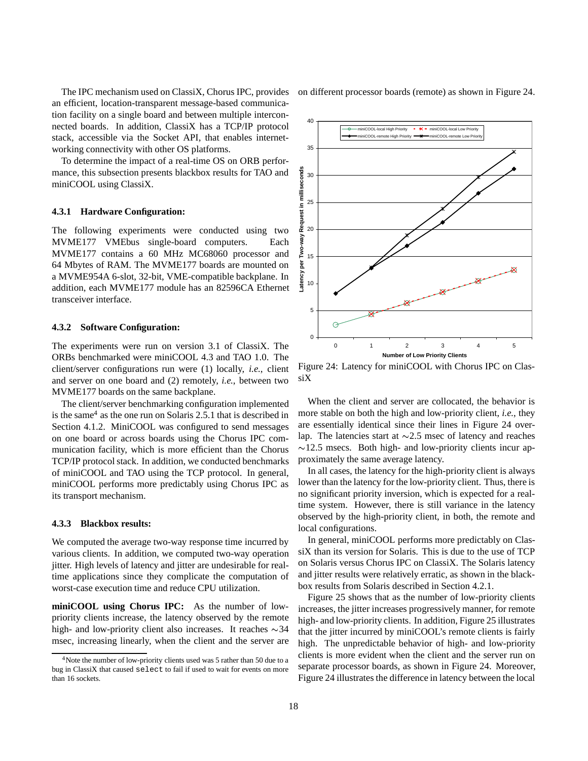The IPC mechanism used on ClassiX, Chorus IPC, provides an efficient, location-transparent message-based communication facility on a single board and between multiple interconnected boards. In addition, ClassiX has a TCP/IP protocol stack, accessible via the Socket API, that enables internetworking connectivity with other OS platforms.

To determine the impact of a real-time OS on ORB performance, this subsection presents blackbox results for TAO and miniCOOL using ClassiX.

### 4.3.1 Hardware Configuration:

The following experiments were conducted using two MVME177 VMEbus single-board computers. Each MVME177 contains a 60 MHz MC68060 processor and 64 Mbytes of RAM. The MVME177 boards are mounted on a MVME954A 6-slot, 32-bit, VME-compatible backplane. In addition, each MVME177 module has an 82596CA Ethernet transceiver interface.

### 4.3.2 Software Configuration:

The experiments were run on version 3.1 of ClassiX. The ORBs benchmarked were miniCOOL 4.3 and TAO 1.0. The client/server configurations run were (1) locally, *i.e.*, client and server on one board and (2) remotely, *i.e.*, between two MVME177 boards on the same backplane.

The client/server benchmarking configuration implemented is the same[4] as the one run on Solaris 2.5.1 that is described in Section 4.1.2. MiniCOOL was configured to send messages on one board or across boards using the Chorus IPC communication facility, which is more efficient than the Chorus TCP/IP protocol stack. In addition, we conducted benchmarks of miniCOOL and TAO using the TCP protocol. In general, miniCOOL performs more predictably using Chorus IPC as its transport mechanism.

### 4.3.3 Blackbox results:

We computed the average two-way response time incurred by various clients. In addition, we computed two-way operation jitter. High levels of latency and jitter are undesirable for real-time applications since they complicate the computation of worst-case execution time and reduce CPU utilization.

**miniCOOL using Chorus IPC:** As the number of low-priority clients increase, the latency observed by the remote high- and low-priority client also increases. It reaches ∼34 msec, increasing linearly, when the client and the server are on different processor boards (remote) as shown in Figure 24.

miniCOOL-local High Priority
miniCOOL-local Low Priority
miniCOOL-remote High Priority
miniCOOL-remote Low Priority

Latency per Two-way Request in milliseconds

0
5
10
15
20
25
30
35
40

0
1
2
3
4
5

Number of Low Priority Clients

Figure 24: Latency for miniCOOL with Chorus IPC on ClassiX

When the client and server are collocated, the behavior is more stable on both the high and low-priority client, *i.e.*, they are essentially identical since their lines in Figure 24 overlap. The latencies start at ∼2.5 msec of latency and reaches ∼12.5 msecs. Both high- and low-priority clients incur approximately the same average latency.

In all cases, the latency for the high-priority client is always lower than the latency for the low-priority client. Thus, there is no significant priority inversion, which is expected for a real-time system. However, there is still variance in the latency observed by the high-priority client, in both, the remote and local configurations.

In general, miniCOOL performs more predictably on ClassiX than its version for Solaris. This is due to the use of TCP on Solaris versus Chorus IPC on ClassiX. The Solaris latency and jitter results were relatively erratic, as shown in the blackbox results from Solaris described in Section 4.2.1.

Figure 25 shows that as the number of low-priority clients increases, the jitter increases progressively manner, for remote high- and low-priority clients. In addition, Figure 25 illustrates that the jitter incurred by miniCOOL's remote clients is fairly high. The unpredictable behavior of high- and low-priority clients is more evident when the client and the server run on separate processor boards, as shown in Figure 24. Moreover, Figure 24 illustrates the difference in latency between the local

[4] Note the number of low-priority clients used was 5 rather than 50 due to a bug in ClassiX that caused `select` to fail if used to wait for events on more than 16 sockets.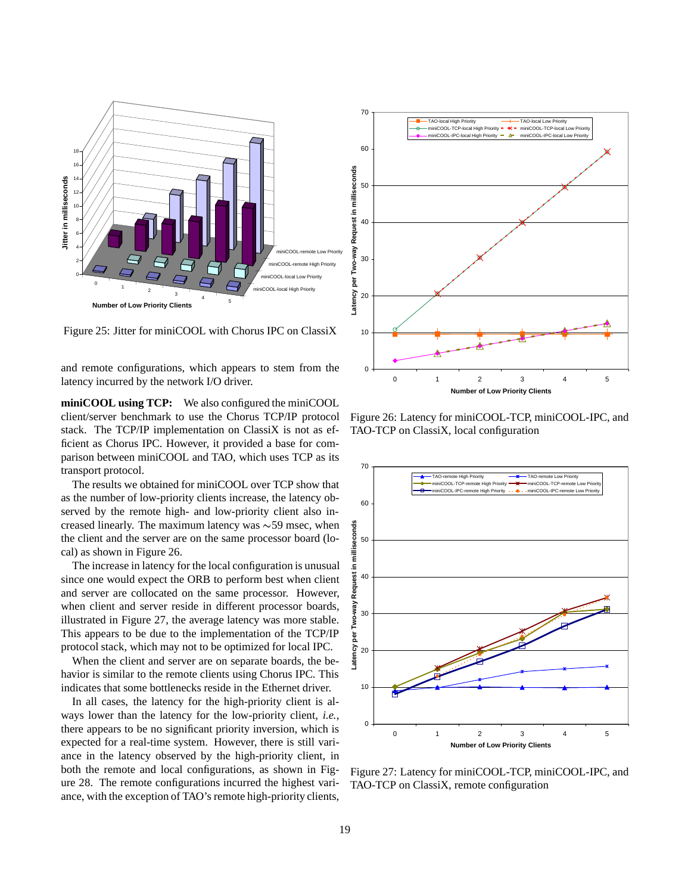Jitter in milliseconds

0
2
4
6
8
10
12
14
16
18

0
1
2
3
4
5

Number of Low Priority Clients

miniCOOL-remote Low Priority
miniCOOL-remote High Priority
miniCOOL-local Low Priority
miniCOOL-local High Priority

Figure 25: Jitter for miniCOOL with Chorus IPC on ClassiX

and remote configurations, which appears to stem from the latency incurred by the network I/O driver.

**miniCOOL using TCP:** We also configured the miniCOOL client/server benchmark to use the Chorus TCP/IP protocol stack. The TCP/IP implementation on ClassiX is not as efficient as Chorus IPC. However, it provided a base for comparison between miniCOOL and TAO, which uses TCP as its transport protocol.

The results we obtained for miniCOOL over TCP show that as the number of low-priority clients increase, the latency observed by the remote high- and low-priority client also increased linearly. The maximum latency was ~59 msec, when the client and the server are on the same processor board (local) as shown in Figure 26.

The increase in latency for the local configuration is unusual since one would expect the ORB to perform best when client and server are collocated on the same processor. However, when client and server reside in different processor boards, illustrated in Figure 27, the average latency was more stable. This appears to be due to the implementation of the TCP/IP protocol stack, which may not to be optimized for local IPC.

When the client and server are on separate boards, the behavior is similar to the remote clients using Chorus IPC. This indicates that some bottlenecks reside in the Ethernet driver.

In all cases, the latency for the high-priority client is always lower than the latency for the low-priority client, *i.e.*, there appears to be no significant priority inversion, which is expected for a real-time system. However, there is still variance in the latency observed by the high-priority client, in both the remote and local configurations, as shown in Figure 28. The remote configurations incurred the highest variance, with the exception of TAO's remote high-priority clients,

TAO-local High Priority
TAO-local Low Priority
miniCOOL-TCP-local High Priority
miniCOOL-TCP-local Low Priority
miniCOOL-IPC-local High Priority
miniCOOL-IPC-local Low Priority

Latency per Two-way Request in milliseconds

0
10
20
30
40
50
60
70

0
1
2
3
4
5

Number of Low Priority Clients

Figure 26: Latency for miniCOOL-TCP, miniCOOL-IPC, and TAO-TCP on ClassiX, local configuration

TAO-remote High Priority
TAO-remote Low Priority
miniCOOL-TCP-remote High Priority
miniCOOL-TCP-remote Low Priority
miniCOOL-IPC-remote High Priority
miniCOOL-IPC-remote Low Priority

Latency per Two-way Request in milliseconds

0
10
20
30
40
50
60
70

0
1
2
3
4
5

Number of Low Priority Clients

Figure 27: Latency for miniCOOL-TCP, miniCOOL-IPC, and TAO-TCP on ClassiX, remote configuration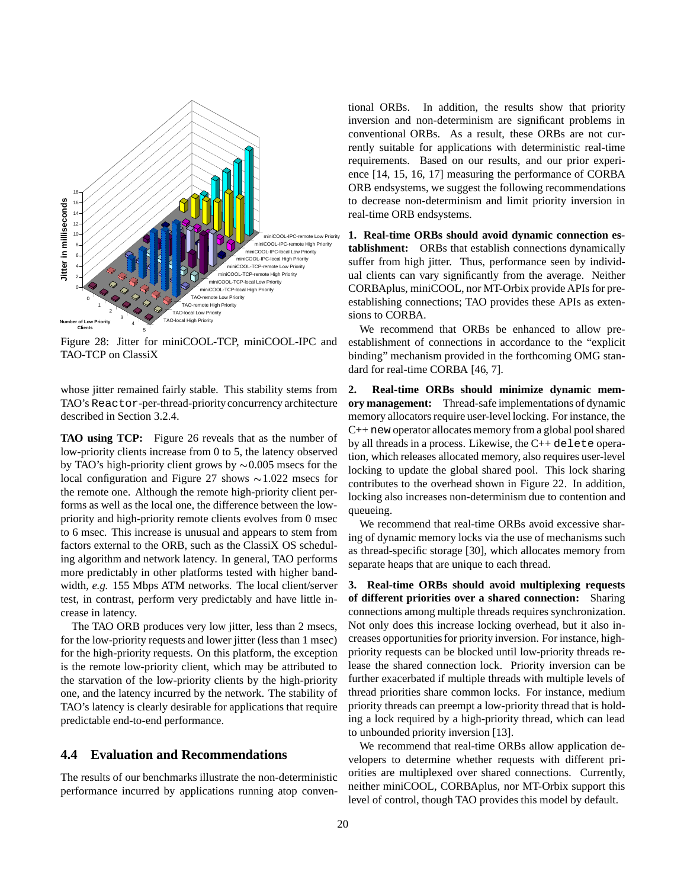Figure 28: Jitter for miniCOOL-TCP, miniCOOL-IPC and TAO-TCP on ClassiX

whose jitter remained fairly stable. This stability stems from TAO's `Reactor`-per-thread-priority concurrency architecture described in Section 3.2.4.

**TAO using TCP:** Figure 26 reveals that as the number of low-priority clients increase from 0 to 5, the latency observed by TAO's high-priority client grows by ∼0.005 msecs for the local configuration and Figure 27 shows ∼1.022 msecs for the remote one. Although the remote high-priority client performs as well as the local one, the difference between the low-priority and high-priority remote clients evolves from 0 msec to 6 msec. This increase is unusual and appears to stem from factors external to the ORB, such as the ClassiX OS scheduling algorithm and network latency. In general, TAO performs more predictably in other platforms tested with higher bandwidth, *e.g.* 155 Mbps ATM networks. The local client/server test, in contrast, perform very predictably and have little increase in latency.

The TAO ORB produces very low jitter, less than 2 msecs, for the low-priority requests and lower jitter (less than 1 msec) for the high-priority requests. On this platform, the exception is the remote low-priority client, which may be attributed to the starvation of the low-priority clients by the high-priority one, and the latency incurred by the network. The stability of TAO's latency is clearly desirable for applications that require predictable end-to-end performance.

## 4.4 Evaluation and Recommendations

The results of our benchmarks illustrate the non-deterministic performance incurred by applications running atop conventional ORBs. In addition, the results show that priority inversion and non-determinism are significant problems in conventional ORBs. As a result, these ORBs are not currently suitable for applications with deterministic real-time requirements. Based on our results, and our prior experience [14, 15, 16, 17] measuring the performance of CORBA ORB endsystems, we suggest the following recommendations to decrease non-determinism and limit priority inversion in real-time ORB endsystems.

**1. Real-time ORBs should avoid dynamic connection establishment:** ORBs that establish connections dynamically suffer from high jitter. Thus, performance seen by individual clients can vary significantly from the average. Neither CORBAplus, miniCOOL, nor MT-Orbix provide APIs for pre-establishing connections; TAO provides these APIs as extensions to CORBA.

We recommend that ORBs be enhanced to allow pre-establishment of connections in accordance to the "explicit binding" mechanism provided in the forthcoming OMG standard for real-time CORBA [46, 7].

**2. Real-time ORBs should minimize dynamic memory management:** Thread-safe implementations of dynamic memory allocators require user-level locking. For instance, the C++ `new` operator allocates memory from a global pool shared by all threads in a process. Likewise, the C++ `delete` operation, which releases allocated memory, also requires user-level locking to update the global shared pool. This lock sharing contributes to the overhead shown in Figure 22. In addition, locking also increases non-determinism due to contention and queueing.

We recommend that real-time ORBs avoid excessive sharing of dynamic memory locks via the use of mechanisms such as thread-specific storage [30], which allocates memory from separate heaps that are unique to each thread.

**3. Real-time ORBs should avoid multiplexing requests of different priorities over a shared connection:** Sharing connections among multiple threads requires synchronization. Not only does this increase locking overhead, but it also increases opportunities for priority inversion. For instance, high-priority requests can be blocked until low-priority threads release the shared connection lock. Priority inversion can be further exacerbated if multiple threads with multiple levels of thread priorities share common locks. For instance, medium priority threads can preempt a low-priority thread that is holding a lock required by a high-priority thread, which can lead to unbounded priority inversion [13].

We recommend that real-time ORBs allow application developers to determine whether requests with different priorities are multiplexed over shared connections. Currently, neither miniCOOL, CORBAplus, nor MT-Orbix support this level of control, though TAO provides this model by default.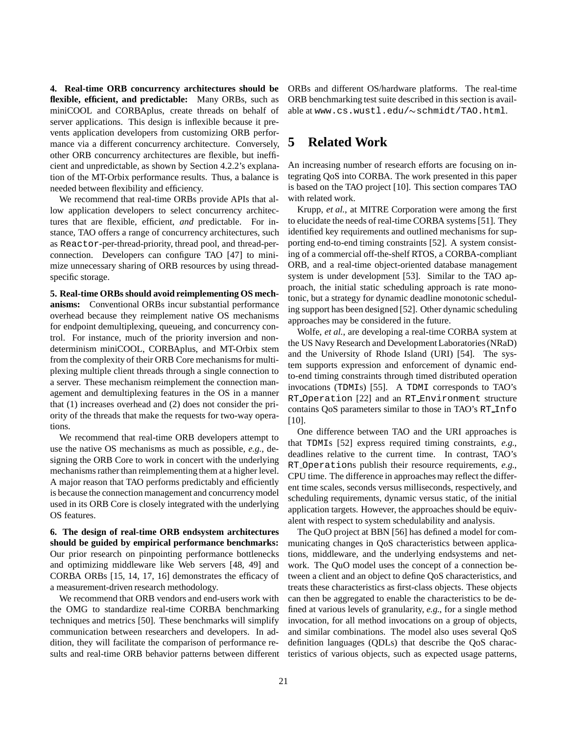**4. Real-time ORB concurrency architectures should be flexible, efficient, and predictable:** Many ORBs, such as miniCOOL and CORBAplus, create threads on behalf of server applications. This design is inflexible because it prevents application developers from customizing ORB performance via a different concurrency architecture. Conversely, other ORB concurrency architectures are flexible, but inefficient and unpredictable, as shown by Section 4.2.2's explanation of the MT-Orbix performance results. Thus, a balance is needed between flexibility and efficiency.

We recommend that real-time ORBs provide APIs that allow application developers to select concurrency architectures that are flexible, efficient, *and* predictable. For instance, TAO offers a range of concurrency architectures, such as `Reactor`-per-thread-priority, thread pool, and thread-per-connection. Developers can configure TAO [47] to minimize unnecessary sharing of ORB resources by using thread-specific storage.

**5. Real-time ORBs should avoid reimplementing OS mechanisms:** Conventional ORBs incur substantial performance overhead because they reimplement native OS mechanisms for endpoint demultiplexing, queueing, and concurrency control. For instance, much of the priority inversion and non-determinism miniCOOL, CORBAplus, and MT-Orbix stem from the complexity of their ORB Core mechanisms for multiplexing multiple client threads through a single connection to a server. These mechanism reimplement the connection management and demultiplexing features in the OS in a manner that (1) increases overhead and (2) does not consider the priority of the threads that make the requests for two-way operations.

We recommend that real-time ORB developers attempt to use the native OS mechanisms as much as possible, *e.g.*, designing the ORB Core to work in concert with the underlying mechanisms rather than reimplementing them at a higher level. A major reason that TAO performs predictably and efficiently is because the connection management and concurrency model used in its ORB Core is closely integrated with the underlying OS features.

**6. The design of real-time ORB endsystem architectures should be guided by empirical performance benchmarks:** Our prior research on pinpointing performance bottlenecks and optimizing middleware like Web servers [48, 49] and CORBA ORBs [15, 14, 17, 16] demonstrates the efficacy of a measurement-driven research methodology.

We recommend that ORB vendors and end-users work with the OMG to standardize real-time CORBA benchmarking techniques and metrics [50]. These benchmarks will simplify communication between researchers and developers. In addition, they will facilitate the comparison of performance results and real-time ORB behavior patterns between different ORBs and different OS/hardware platforms. The real-time ORB benchmarking test suite described in this section is available at `www.cs.wustl.edu/~schmidt/TAO.html`.

# 5 Related Work

An increasing number of research efforts are focusing on integrating QoS into CORBA. The work presented in this paper is based on the TAO project [10]. This section compares TAO with related work.

Krupp, *et al.*, at MITRE Corporation were among the first to elucidate the needs of real-time CORBA systems [51]. They identified key requirements and outlined mechanisms for supporting end-to-end timing constraints [52]. A system consisting of a commercial off-the-shelf RTOS, a CORBA-compliant ORB, and a real-time object-oriented database management system is under development [53]. Similar to the TAO approach, the initial static scheduling approach is rate monotonic, but a strategy for dynamic deadline monotonic scheduling support has been designed [52]. Other dynamic scheduling approaches may be considered in the future.

Wolfe, *et al.*, are developing a real-time CORBA system at the US Navy Research and Development Laboratories (NRaD) and the University of Rhode Island (URI) [54]. The system supports expression and enforcement of dynamic end-to-end timing constraints through timed distributed operation invocations (`TDMI`s) [55]. A `TDMI` corresponds to TAO's `RT_Operation` [22] and an `RT_Environment` structure contains QoS parameters similar to those in TAO's `RT_Info` [10].

One difference between TAO and the URI approaches is that `TDMI`s [52] express required timing constraints, *e.g.*, deadlines relative to the current time. In contrast, TAO's `RT_Operation`s publish their resource requirements, *e.g.*, CPU time. The difference in approaches may reflect the different time scales, seconds versus milliseconds, respectively, and scheduling requirements, dynamic versus static, of the initial application targets. However, the approaches should be equivalent with respect to system schedulability and analysis.

The QuO project at BBN [56] has defined a model for communicating changes in QoS characteristics between applications, middleware, and the underlying endsystems and network. The QuO model uses the concept of a connection between a client and an object to define QoS characteristics, and treats these characteristics as first-class objects. These objects can then be aggregated to enable the characteristics to be defined at various levels of granularity, *e.g.*, for a single method invocation, for all method invocations on a group of objects, and similar combinations. The model also uses several QoS definition languages (QDLs) that describe the QoS characteristics of various objects, such as expected usage patterns,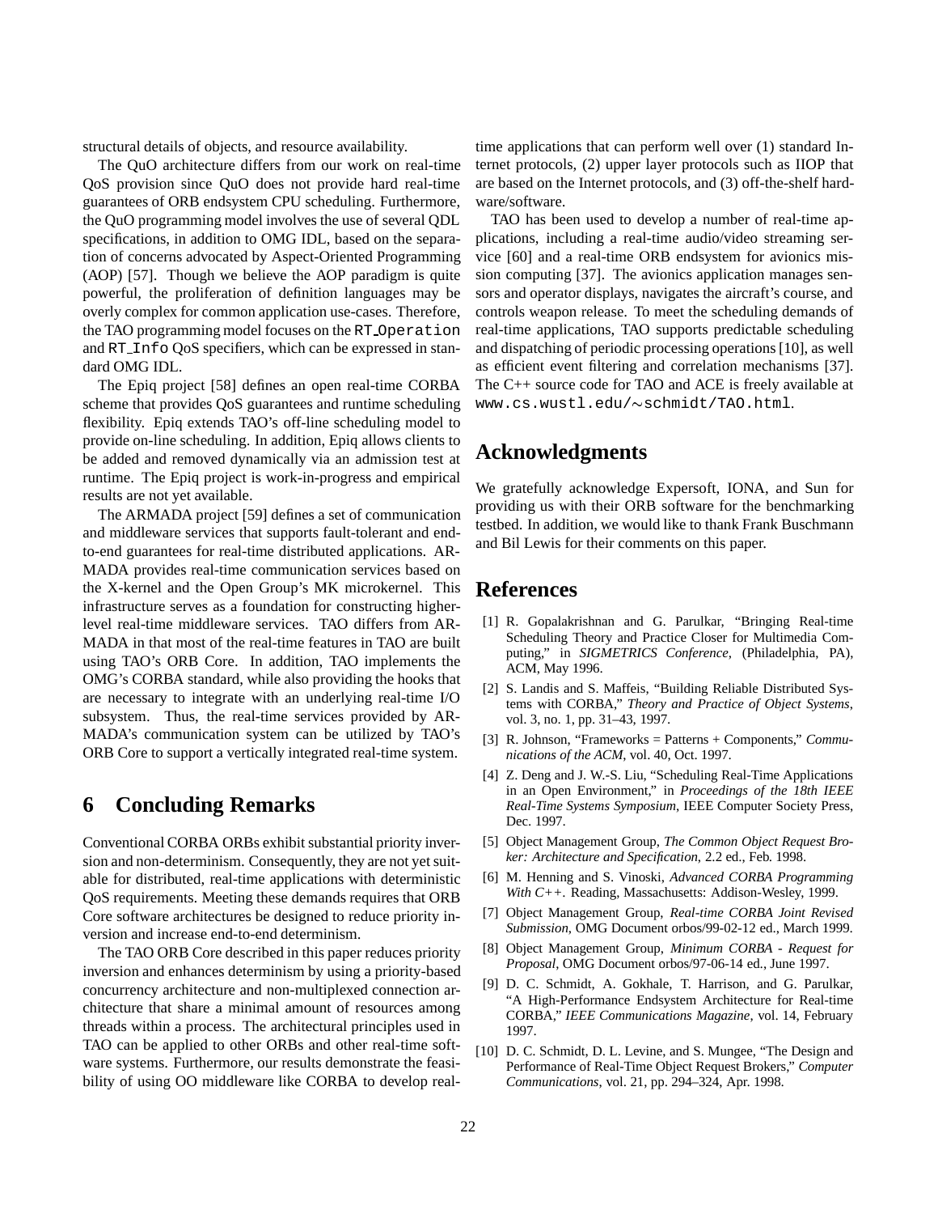structural details of objects, and resource availability.

The QuO architecture differs from our work on real-time QoS provision since QuO does not provide hard real-time guarantees of ORB endsystem CPU scheduling. Furthermore, the QuO programming model involves the use of several QDL specifications, in addition to OMG IDL, based on the separation of concerns advocated by Aspect-Oriented Programming (AOP) [57]. Though we believe the AOP paradigm is quite powerful, the proliferation of definition languages may be overly complex for common application use-cases. Therefore, the TAO programming model focuses on the `RT_Operation` and `RT_Info` QoS specifiers, which can be expressed in standard OMG IDL.

The Epiq project [58] defines an open real-time CORBA scheme that provides QoS guarantees and runtime scheduling flexibility. Epiq extends TAO's off-line scheduling model to provide on-line scheduling. In addition, Epiq allows clients to be added and removed dynamically via an admission test at runtime. The Epiq project is work-in-progress and empirical results are not yet available.

The ARMADA project [59] defines a set of communication and middleware services that supports fault-tolerant and end-to-end guarantees for real-time distributed applications. ARMADA provides real-time communication services based on the X-kernel and the Open Group's MK microkernel. This infrastructure serves as a foundation for constructing higher-level real-time middleware services. TAO differs from ARMADA in that most of the real-time features in TAO are built using TAO's ORB Core. In addition, TAO implements the OMG's CORBA standard, while also providing the hooks that are necessary to integrate with an underlying real-time I/O subsystem. Thus, the real-time services provided by ARMADA's communication system can be utilized by TAO's ORB Core to support a vertically integrated real-time system.

# 6 Concluding Remarks

Conventional CORBA ORBs exhibit substantial priority inversion and non-determinism. Consequently, they are not yet suitable for distributed, real-time applications with deterministic QoS requirements. Meeting these demands requires that ORB Core software architectures be designed to reduce priority inversion and increase end-to-end determinism.

The TAO ORB Core described in this paper reduces priority inversion and enhances determinism by using a priority-based concurrency architecture and non-multiplexed connection architecture that share a minimal amount of resources among threads within a process. The architectural principles used in TAO can be applied to other ORBs and other real-time software systems. Furthermore, our results demonstrate the feasibility of using OO middleware like CORBA to develop real-time applications that can perform well over (1) standard Internet protocols, (2) upper layer protocols such as IIOP that are based on the Internet protocols, and (3) off-the-shelf hardware/software.

TAO has been used to develop a number of real-time applications, including a real-time audio/video streaming service [60] and a real-time ORB endsystem for avionics mission computing [37]. The avionics application manages sensors and operator displays, navigates the aircraft's course, and controls weapon release. To meet the scheduling demands of real-time applications, TAO supports predictable scheduling and dispatching of periodic processing operations [10], as well as efficient event filtering and correlation mechanisms [37]. The C++ source code for TAO and ACE is freely available at `www.cs.wustl.edu/~schmidt/TAO.html`.

# Acknowledgments

We gratefully acknowledge Expersoft, IONA, and Sun for providing us with their ORB software for the benchmarking testbed. In addition, we would like to thank Frank Buschmann and Bil Lewis for their comments on this paper.

# References

[1] R. Gopalakrishnan and G. Parulkar, "Bringing Real-time Scheduling Theory and Practice Closer for Multimedia Computing," in *SIGMETRICS Conference*, (Philadelphia, PA), ACM, May 1996.

[2] S. Landis and S. Maffeis, "Building Reliable Distributed Systems with CORBA," *Theory and Practice of Object Systems*, vol. 3, no. 1, pp. 31–43, 1997.

[3] R. Johnson, "Frameworks = Patterns + Components," *Communications of the ACM*, vol. 40, Oct. 1997.

[4] Z. Deng and J. W.-S. Liu, "Scheduling Real-Time Applications in an Open Environment," in *Proceedings of the 18th IEEE Real-Time Systems Symposium*, IEEE Computer Society Press, Dec. 1997.

[5] Object Management Group, *The Common Object Request Broker: Architecture and Specification*, 2.2 ed., Feb. 1998.

[6] M. Henning and S. Vinoski, *Advanced CORBA Programming With C++*. Reading, Massachusetts: Addison-Wesley, 1999.

[7] Object Management Group, *Real-time CORBA Joint Revised Submission*, OMG Document orbos/99-02-12 ed., March 1999.

[8] Object Management Group, *Minimum CORBA - Request for Proposal*, OMG Document orbos/97-06-14 ed., June 1997.

[9] D. C. Schmidt, A. Gokhale, T. Harrison, and G. Parulkar, "A High-Performance Endsystem Architecture for Real-time CORBA," *IEEE Communications Magazine*, vol. 14, February 1997.

[10] D. C. Schmidt, D. L. Levine, and S. Mungee, "The Design and Performance of Real-Time Object Request Brokers," *Computer Communications*, vol. 21, pp. 294–324, Apr. 1998.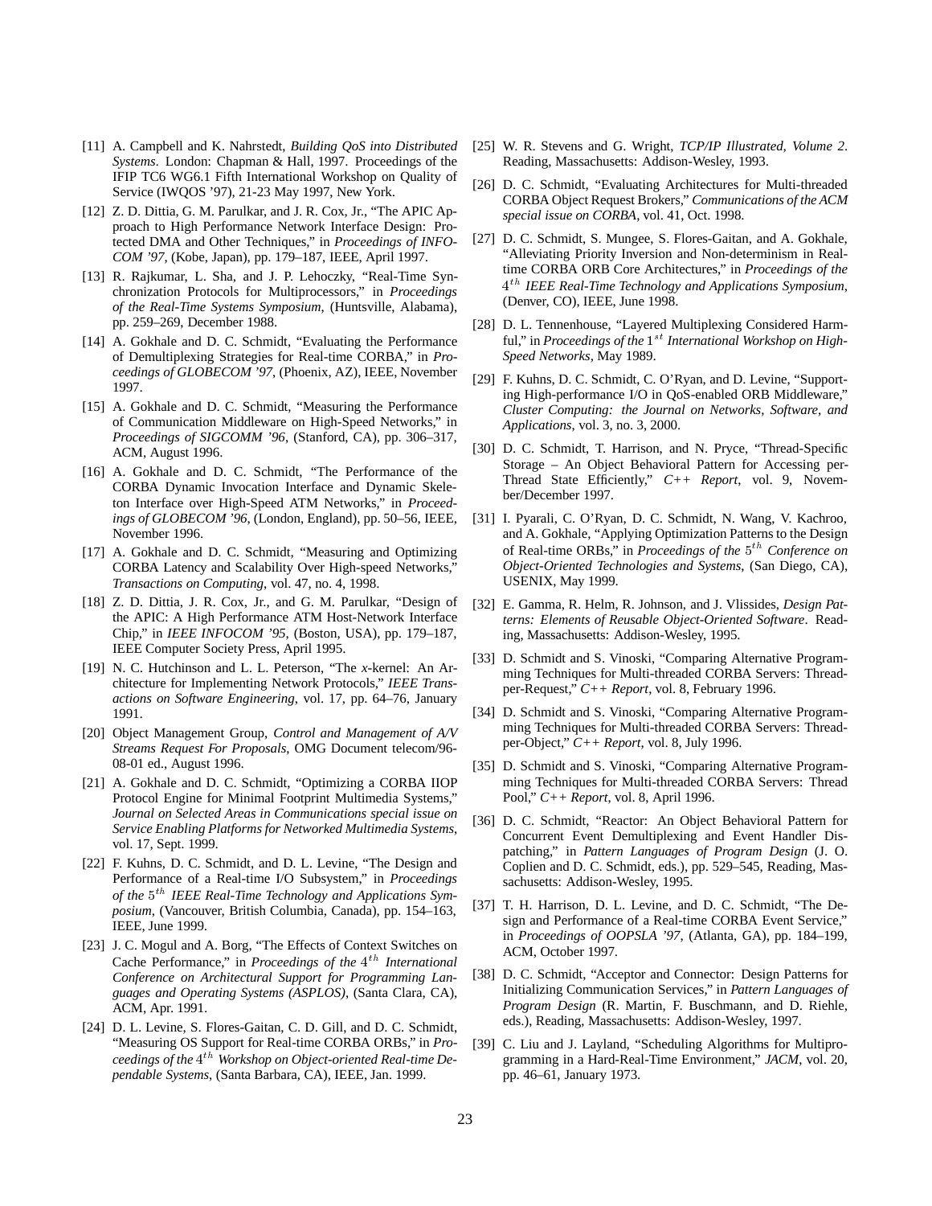[11] A. Campbell and K. Nahrstedt, *Building QoS into Distributed Systems*. London: Chapman & Hall, 1997. Proceedings of the IFIP TC6 WG6.1 Fifth International Workshop on Quality of Service (IWQOS '97), 21-23 May 1997, New York.

[12] Z. D. Dittia, G. M. Parulkar, and J. R. Cox, Jr., "The APIC Approach to High Performance Network Interface Design: Protected DMA and Other Techniques," in *Proceedings of INFOCOM '97*, (Kobe, Japan), pp. 179–187, IEEE, April 1997.

[13] R. Rajkumar, L. Sha, and J. P. Lehoczky, "Real-Time Synchronization Protocols for Multiprocessors," in *Proceedings of the Real-Time Systems Symposium*, (Huntsville, Alabama), pp. 259–269, December 1988.

[14] A. Gokhale and D. C. Schmidt, "Evaluating the Performance of Demultiplexing Strategies for Real-time CORBA," in *Proceedings of GLOBECOM '97*, (Phoenix, AZ), IEEE, November 1997.

[15] A. Gokhale and D. C. Schmidt, "Measuring the Performance of Communication Middleware on High-Speed Networks," in *Proceedings of SIGCOMM '96*, (Stanford, CA), pp. 306–317, ACM, August 1996.

[16] A. Gokhale and D. C. Schmidt, "The Performance of the CORBA Dynamic Invocation Interface and Dynamic Skeleton Interface over High-Speed ATM Networks," in *Proceedings of GLOBECOM '96*, (London, England), pp. 50–56, IEEE, November 1996.

[17] A. Gokhale and D. C. Schmidt, "Measuring and Optimizing CORBA Latency and Scalability Over High-speed Networks," *Transactions on Computing*, vol. 47, no. 4, 1998.

[18] Z. D. Dittia, J. R. Cox, Jr., and G. M. Parulkar, "Design of the APIC: A High Performance ATM Host-Network Interface Chip," in *IEEE INFOCOM '95*, (Boston, USA), pp. 179–187, IEEE Computer Society Press, April 1995.

[19] N. C. Hutchinson and L. L. Peterson, "The *x*-kernel: An Architecture for Implementing Network Protocols," *IEEE Transactions on Software Engineering*, vol. 17, pp. 64–76, January 1991.

[20] Object Management Group, *Control and Management of A/V Streams Request For Proposals*, OMG Document telecom/96-08-01 ed., August 1996.

[21] A. Gokhale and D. C. Schmidt, "Optimizing a CORBA IIOP Protocol Engine for Minimal Footprint Multimedia Systems," *Journal on Selected Areas in Communications special issue on Service Enabling Platforms for Networked Multimedia Systems*, vol. 17, Sept. 1999.

[22] F. Kuhns, D. C. Schmidt, and D. L. Levine, "The Design and Performance of a Real-time I/O Subsystem," in *Proceedings of the* $5^{th}$ *IEEE Real-Time Technology and Applications Symposium*, (Vancouver, British Columbia, Canada), pp. 154–163, IEEE, June 1999.

[23] J. C. Mogul and A. Borg, "The Effects of Context Switches on Cache Performance," in *Proceedings of the* $4^{th}$ *International Conference on Architectural Support for Programming Languages and Operating Systems (ASPLOS)*, (Santa Clara, CA), ACM, Apr. 1991.

[24] D. L. Levine, S. Flores-Gaitan, C. D. Gill, and D. C. Schmidt, "Measuring OS Support for Real-time CORBA ORBs," in *Proceedings of the* $4^{th}$ *Workshop on Object-oriented Real-time Dependable Systems*, (Santa Barbara, CA), IEEE, Jan. 1999.

[25] W. R. Stevens and G. Wright, *TCP/IP Illustrated, Volume 2*. Reading, Massachusetts: Addison-Wesley, 1993.

[26] D. C. Schmidt, "Evaluating Architectures for Multi-threaded CORBA Object Request Brokers," *Communications of the ACM special issue on CORBA*, vol. 41, Oct. 1998.

[27] D. C. Schmidt, S. Mungee, S. Flores-Gaitan, and A. Gokhale, "Alleviating Priority Inversion and Non-determinism in Real-time CORBA ORB Core Architectures," in *Proceedings of the* $4^{th}$ *IEEE Real-Time Technology and Applications Symposium*, (Denver, CO), IEEE, June 1998.

[28] D. L. Tennenhouse, "Layered Multiplexing Considered Harmful," in *Proceedings of the* $1^{st}$ *International Workshop on High-Speed Networks*, May 1989.

[29] F. Kuhns, D. C. Schmidt, C. O'Ryan, and D. Levine, "Supporting High-performance I/O in QoS-enabled ORB Middleware," *Cluster Computing: the Journal on Networks, Software, and Applications*, vol. 3, no. 3, 2000.

[30] D. C. Schmidt, T. Harrison, and N. Pryce, "Thread-Specific Storage – An Object Behavioral Pattern for Accessing per-Thread State Efficiently," *C++ Report*, vol. 9, November/December 1997.

[31] I. Pyarali, C. O'Ryan, D. C. Schmidt, N. Wang, V. Kachroo, and A. Gokhale, "Applying Optimization Patterns to the Design of Real-time ORBs," in *Proceedings of the* $5^{th}$ *Conference on Object-Oriented Technologies and Systems*, (San Diego, CA), USENIX, May 1999.

[32] E. Gamma, R. Helm, R. Johnson, and J. Vlissides, *Design Patterns: Elements of Reusable Object-Oriented Software*. Reading, Massachusetts: Addison-Wesley, 1995.

[33] D. Schmidt and S. Vinoski, "Comparing Alternative Programming Techniques for Multi-threaded CORBA Servers: Thread-per-Request," *C++ Report*, vol. 8, February 1996.

[34] D. Schmidt and S. Vinoski, "Comparing Alternative Programming Techniques for Multi-threaded CORBA Servers: Thread-per-Object," *C++ Report*, vol. 8, July 1996.

[35] D. Schmidt and S. Vinoski, "Comparing Alternative Programming Techniques for Multi-threaded CORBA Servers: Thread Pool," *C++ Report*, vol. 8, April 1996.

[36] D. C. Schmidt, "Reactor: An Object Behavioral Pattern for Concurrent Event Demultiplexing and Event Handler Dispatching," in *Pattern Languages of Program Design* (J. O. Coplien and D. C. Schmidt, eds.), pp. 529–545, Reading, Massachusetts: Addison-Wesley, 1995.

[37] T. H. Harrison, D. L. Levine, and D. C. Schmidt, "The Design and Performance of a Real-time CORBA Event Service," in *Proceedings of OOPSLA '97*, (Atlanta, GA), pp. 184–199, ACM, October 1997.

[38] D. C. Schmidt, "Acceptor and Connector: Design Patterns for Initializing Communication Services," in *Pattern Languages of Program Design* (R. Martin, F. Buschmann, and D. Riehle, eds.), Reading, Massachusetts: Addison-Wesley, 1997.

[39] C. Liu and J. Layland, "Scheduling Algorithms for Multiprogramming in a Hard-Real-Time Environment," *JACM*, vol. 20, pp. 46–61, January 1973.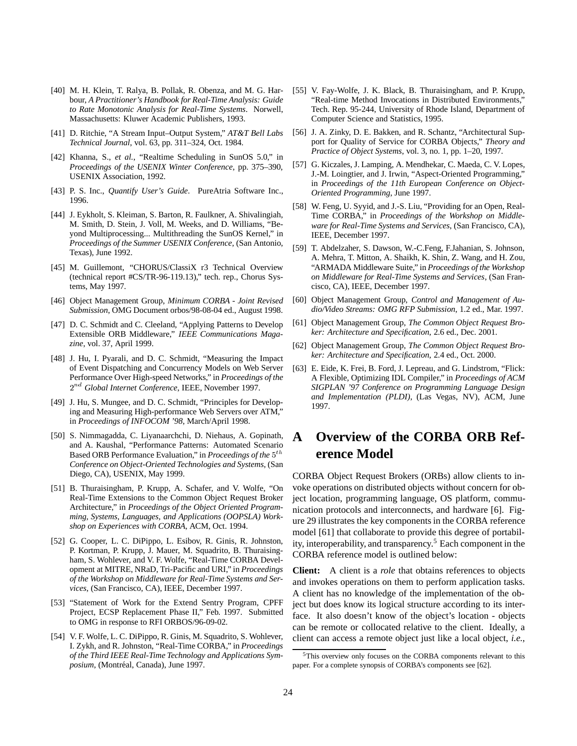[40] M. H. Klein, T. Ralya, B. Pollak, R. Obenza, and M. G. Harbour, *A Practitioner's Handbook for Real-Time Analysis: Guide to Rate Monotonic Analysis for Real-Time Systems*. Norwell, Massachusetts: Kluwer Academic Publishers, 1993.

[41] D. Ritchie, "A Stream Input–Output System," *AT&T Bell Labs Technical Journal*, vol. 63, pp. 311–324, Oct. 1984.

[42] Khanna, S., *et al.*, "Realtime Scheduling in SunOS 5.0," in *Proceedings of the USENIX Winter Conference*, pp. 375–390, USENIX Association, 1992.

[43] P. S. Inc., *Quantify User's Guide*. PureAtria Software Inc., 1996.

[44] J. Eykholt, S. Kleiman, S. Barton, R. Faulkner, A. Shivalingiah, M. Smith, D. Stein, J. Voll, M. Weeks, and D. Williams, "Beyond Multiprocessing... Multithreading the SunOS Kernel," in *Proceedings of the Summer USENIX Conference*, (San Antonio, Texas), June 1992.

[45] M. Guillemont, "CHORUS/ClassiX r3 Technical Overview (technical report #CS/TR-96-119.13)," tech. rep., Chorus Systems, May 1997.

[46] Object Management Group, *Minimum CORBA - Joint Revised Submission*, OMG Document orbos/98-08-04 ed., August 1998.

[47] D. C. Schmidt and C. Cleeland, "Applying Patterns to Develop Extensible ORB Middleware," *IEEE Communications Magazine*, vol. 37, April 1999.

[48] J. Hu, I. Pyarali, and D. C. Schmidt, "Measuring the Impact of Event Dispatching and Concurrency Models on Web Server Performance Over High-speed Networks," in *Proceedings of the $2^{nd}$ Global Internet Conference*, IEEE, November 1997.

[49] J. Hu, S. Mungee, and D. C. Schmidt, "Principles for Developing and Measuring High-performance Web Servers over ATM," in *Proceedings of INFOCOM '98*, March/April 1998.

[50] S. Nimmagadda, C. Liyanaarchchi, D. Niehaus, A. Gopinath, and A. Kaushal, "Performance Patterns: Automated Scenario Based ORB Performance Evaluation," in *Proceedings of the $5^{th}$ Conference on Object-Oriented Technologies and Systems*, (San Diego, CA), USENIX, May 1999.

[51] B. Thuraisingham, P. Krupp, A. Schafer, and V. Wolfe, "On Real-Time Extensions to the Common Object Request Broker Architecture," in *Proceedings of the Object Oriented Programming, Systems, Languages, and Applications (OOPSLA) Workshop on Experiences with CORBA*, ACM, Oct. 1994.

[52] G. Cooper, L. C. DiPippo, L. Esibov, R. Ginis, R. Johnston, P. Kortman, P. Krupp, J. Mauer, M. Squadrito, B. Thuraisingham, S. Wohlever, and V. F. Wolfe, "Real-Time CORBA Development at MITRE, NRaD, Tri-Pacific and URI," in *Proceedings of the Workshop on Middleware for Real-Time Systems and Services*, (San Francisco, CA), IEEE, December 1997.

[53] "Statement of Work for the Extend Sentry Program, CPFF Project, ECSP Replacement Phase II," Feb. 1997. Submitted to OMG in response to RFI ORBOS/96-09-02.

[54] V. F. Wolfe, L. C. DiPippo, R. Ginis, M. Squadrito, S. Wohlever, I. Zykh, and R. Johnston, "Real-Time CORBA," in *Proceedings of the Third IEEE Real-Time Technology and Applications Symposium*, (Montréal, Canada), June 1997.

[55] V. Fay-Wolfe, J. K. Black, B. Thuraisingham, and P. Krupp, "Real-time Method Invocations in Distributed Environments," Tech. Rep. 95-244, University of Rhode Island, Department of Computer Science and Statistics, 1995.

[56] J. A. Zinky, D. E. Bakken, and R. Schantz, "Architectural Support for Quality of Service for CORBA Objects," *Theory and Practice of Object Systems*, vol. 3, no. 1, pp. 1–20, 1997.

[57] G. Kiczales, J. Lamping, A. Mendhekar, C. Maeda, C. V. Lopes, J.-M. Loingtier, and J. Irwin, "Aspect-Oriented Programming," in *Proceedings of the 11th European Conference on Object-Oriented Programming*, June 1997.

[58] W. Feng, U. Syyid, and J.-S. Liu, "Providing for an Open, Real-Time CORBA," in *Proceedings of the Workshop on Middleware for Real-Time Systems and Services*, (San Francisco, CA), IEEE, December 1997.

[59] T. Abdelzaher, S. Dawson, W.-C.Feng, F.Jahanian, S. Johnson, A. Mehra, T. Mitton, A. Shaikh, K. Shin, Z. Wang, and H. Zou, "ARMADA Middleware Suite," in *Proceedings of the Workshop on Middleware for Real-Time Systems and Services*, (San Francisco, CA), IEEE, December 1997.

[60] Object Management Group, *Control and Management of Audio/Video Streams: OMG RFP Submission*, 1.2 ed., Mar. 1997.

[61] Object Management Group, *The Common Object Request Broker: Architecture and Specification*, 2.6 ed., Dec. 2001.

[62] Object Management Group, *The Common Object Request Broker: Architecture and Specification*, 2.4 ed., Oct. 2000.

[63] E. Eide, K. Frei, B. Ford, J. Lepreau, and G. Lindstrom, "Flick: A Flexible, Optimizing IDL Compiler," in *Proceedings of ACM SIGPLAN '97 Conference on Programming Language Design and Implementation (PLDI)*, (Las Vegas, NV), ACM, June 1997.

# A Overview of the CORBA ORB Reference Model

CORBA Object Request Brokers (ORBs) allow clients to invoke operations on distributed objects without concern for object location, programming language, OS platform, communication protocols and interconnects, and hardware [6]. Figure 29 illustrates the key components in the CORBA reference model [61] that collaborate to provide this degree of portability, interoperability, and transparency.[5] Each component in the CORBA reference model is outlined below:

**Client:** A client is a *role* that obtains references to objects and invokes operations on them to perform application tasks. A client has no knowledge of the implementation of the object but does know its logical structure according to its interface. It also doesn't know of the object's location - objects can be remote or collocated relative to the client. Ideally, a client can access a remote object just like a local object, *i.e.*,

[5] This overview only focuses on the CORBA components relevant to this paper. For a complete synopsis of CORBA's components see [62].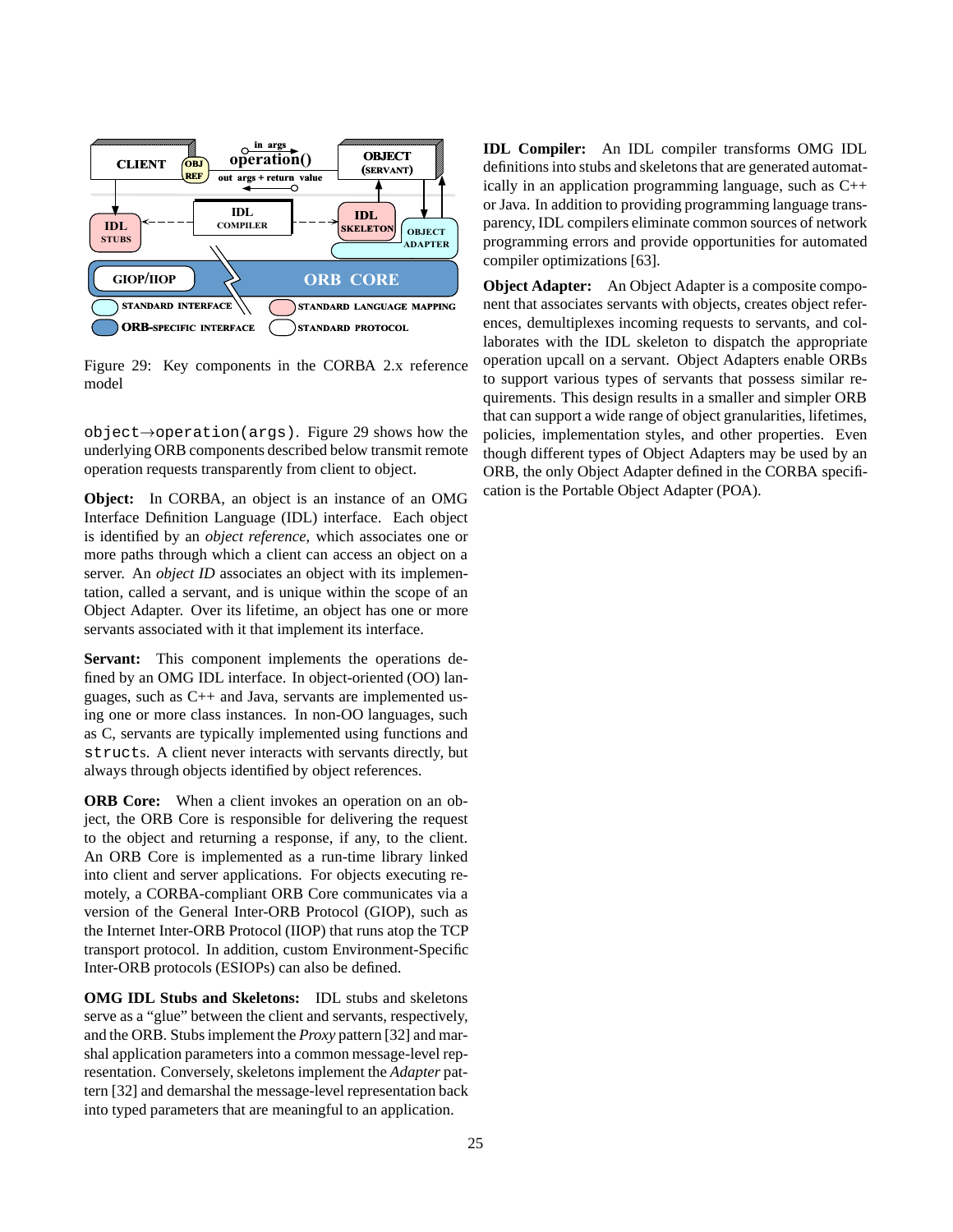CLIENT

OBJ REF

in args

operation()

out args + return value

OBJECT (SERVANT)

IDL STUBS

IDL COMPILER

IDL SKELETON

OBJECT ADAPTER

GIOP/IIOP

ORB CORE

STANDARD INTERFACE

STANDARD LANGUAGE MAPPING

ORB-SPECIFIC INTERFACE

STANDARD PROTOCOL

Figure 29: Key components in the CORBA 2.x reference model

object→operation(args). Figure 29 shows how the underlying ORB components described below transmit remote operation requests transparently from client to object.

**Object:** In CORBA, an object is an instance of an OMG Interface Definition Language (IDL) interface. Each object is identified by an *object reference*, which associates one or more paths through which a client can access an object on a server. An *object ID* associates an object with its implementation, called a servant, and is unique within the scope of an Object Adapter. Over its lifetime, an object has one or more servants associated with it that implement its interface.

**Servant:** This component implements the operations defined by an OMG IDL interface. In object-oriented (OO) languages, such as C++ and Java, servants are implemented using one or more class instances. In non-OO languages, such as C, servants are typically implemented using functions and structs. A client never interacts with servants directly, but always through objects identified by object references.

**ORB Core:** When a client invokes an operation on an object, the ORB Core is responsible for delivering the request to the object and returning a response, if any, to the client. An ORB Core is implemented as a run-time library linked into client and server applications. For objects executing remotely, a CORBA-compliant ORB Core communicates via a version of the General Inter-ORB Protocol (GIOP), such as the Internet Inter-ORB Protocol (IIOP) that runs atop the TCP transport protocol. In addition, custom Environment-Specific Inter-ORB protocols (ESIOPs) can also be defined.

**OMG IDL Stubs and Skeletons:** IDL stubs and skeletons serve as a "glue" between the client and servants, respectively, and the ORB. Stubs implement the *Proxy* pattern [32] and marshal application parameters into a common message-level representation. Conversely, skeletons implement the *Adapter* pattern [32] and demarshal the message-level representation back into typed parameters that are meaningful to an application.

**IDL Compiler:** An IDL compiler transforms OMG IDL definitions into stubs and skeletons that are generated automatically in an application programming language, such as C++ or Java. In addition to providing programming language transparency, IDL compilers eliminate common sources of network programming errors and provide opportunities for automated compiler optimizations [63].

**Object Adapter:** An Object Adapter is a composite component that associates servants with objects, creates object references, demultiplexes incoming requests to servants, and collaborates with the IDL skeleton to dispatch the appropriate operation upcall on a servant. Object Adapters enable ORBs to support various types of servants that possess similar requirements. This design results in a smaller and simpler ORB that can support a wide range of object granularities, lifetimes, policies, implementation styles, and other properties. Even though different types of Object Adapters may be used by an ORB, the only Object Adapter defined in the CORBA specification is the Portable Object Adapter (POA).